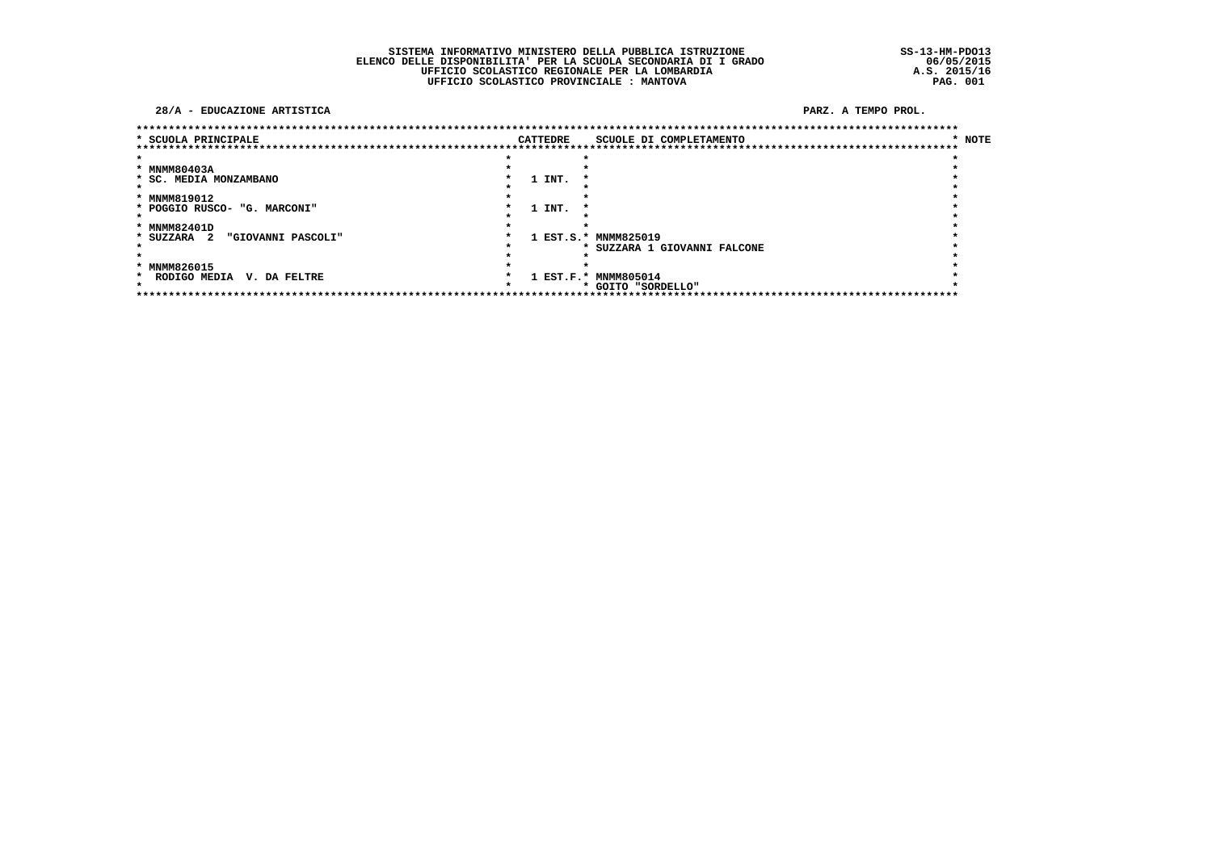SISTEMA INFORMATIVO MINISTERO DELLA PUBBLICA ISTRUZIONE
ELENCO DELLE DISPONIBILITA' PER LA SCUOLA SECONDARIA DI I GRADO
UFFICIO SCOLASTICO REGIONALE PER LA LOMBARDIA
UFFICIO SCOLASTICO PROVINCIALE : MANTOVA

SS-13-HM-PDO13
06/05/2015
A.S. 2015/16

**28/A - EDUCAZIONE ARTISTICA** — PARZ. A TEMPO PROL.

| SCUOLA PRINCIPALE | CATTEDRE | SCUOLE DI COMPLETAMENTO | NOTE |
|---|---|---|---|
| MNMM80403A<br>SC. MEDIA MONZAMBANO | 1 INT. | | |
| MNMM819012<br>POGGIO RUSCO- "G. MARCONI" | 1 INT. | | |
| MNMM82401D<br>SUZZARA 2 "GIOVANNI PASCOLI" | 1 EST.S. | MNMM825019<br>SUZZARA 1 GIOVANNI FALCONE | |
| MNMM826015<br>RODIGO MEDIA V. DA FELTRE | 1 EST.F. | MNMM805014<br>GOITO "SORDELLO" | |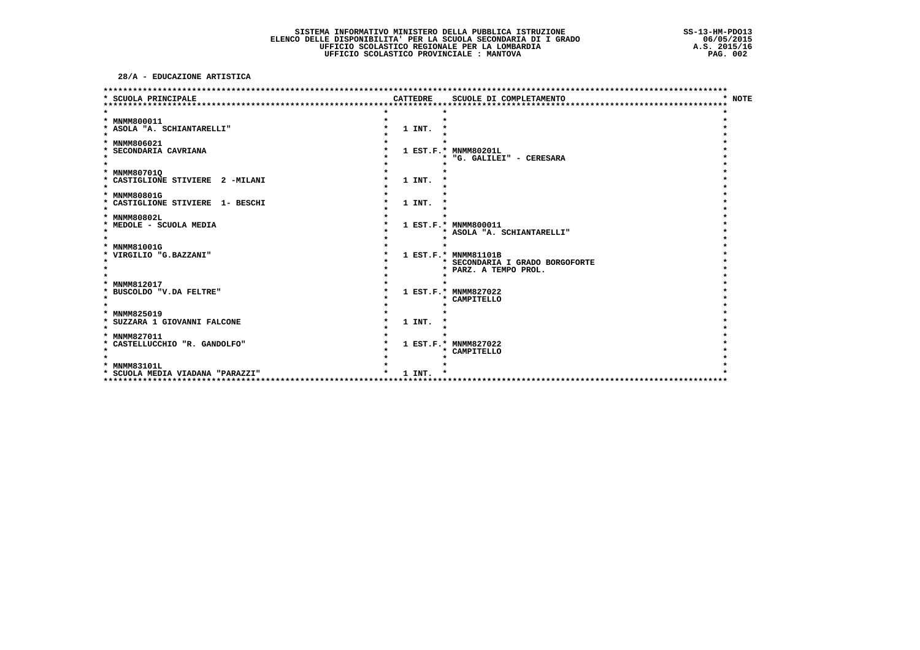SISTEMA INFORMATIVO MINISTERO DELLA PUBBLICA ISTRUZIONE
ELENCO DELLE DISPONIBILITA' PER LA SCUOLA SECONDARIA DI I GRADO
UFFICIO SCOLASTICO REGIONALE PER LA LOMBARDIA
UFFICIO SCOLASTICO PROVINCIALE : MANTOVA

SS-13-HM-PDO13
06/05/2015
A.S. 2015/16

**28/A - EDUCAZIONE ARTISTICA**

| SCUOLA PRINCIPALE | CATTEDRE | SCUOLE DI COMPLETAMENTO | NOTE |
|---|---|---|---|
| MNMM800011<br>ASOLA "A. SCHIANTARELLI" | 1 INT. | | |
| MNMM806021<br>SECONDARIA CAVRIANA | 1 EST.F. | MNMM80201L<br>"G. GALILEI" - CERESARA | |
| MNMM80701Q<br>CASTIGLIONE STIVIERE 2 -MILANI | 1 INT. | | |
| MNMM80801G<br>CASTIGLIONE STIVIERE 1- BESCHI | 1 INT. | | |
| MNMM80802L<br>MEDOLE - SCUOLA MEDIA | 1 EST.F. | MNMM800011<br>ASOLA "A. SCHIANTARELLI" | |
| MNMM81001G<br>VIRGILIO "G.BAZZANI" | 1 EST.F. | MNMM81101B<br>SECONDARIA I GRADO BORGOFORTE<br>PARZ. A TEMPO PROL. | |
| MNMM812017<br>BUSCOLDO "V.DA FELTRE" | 1 EST.F. | MNMM827022<br>CAMPITELLO | |
| MNMM825019<br>SUZZARA 1 GIOVANNI FALCONE | 1 INT. | | |
| MNMM827011<br>CASTELLUCCHIO "R. GANDOLFO" | 1 EST.F. | MNMM827022<br>CAMPITELLO | |
| MNMM83101L<br>SCUOLA MEDIA VIADANA "PARAZZI" | 1 INT. | | |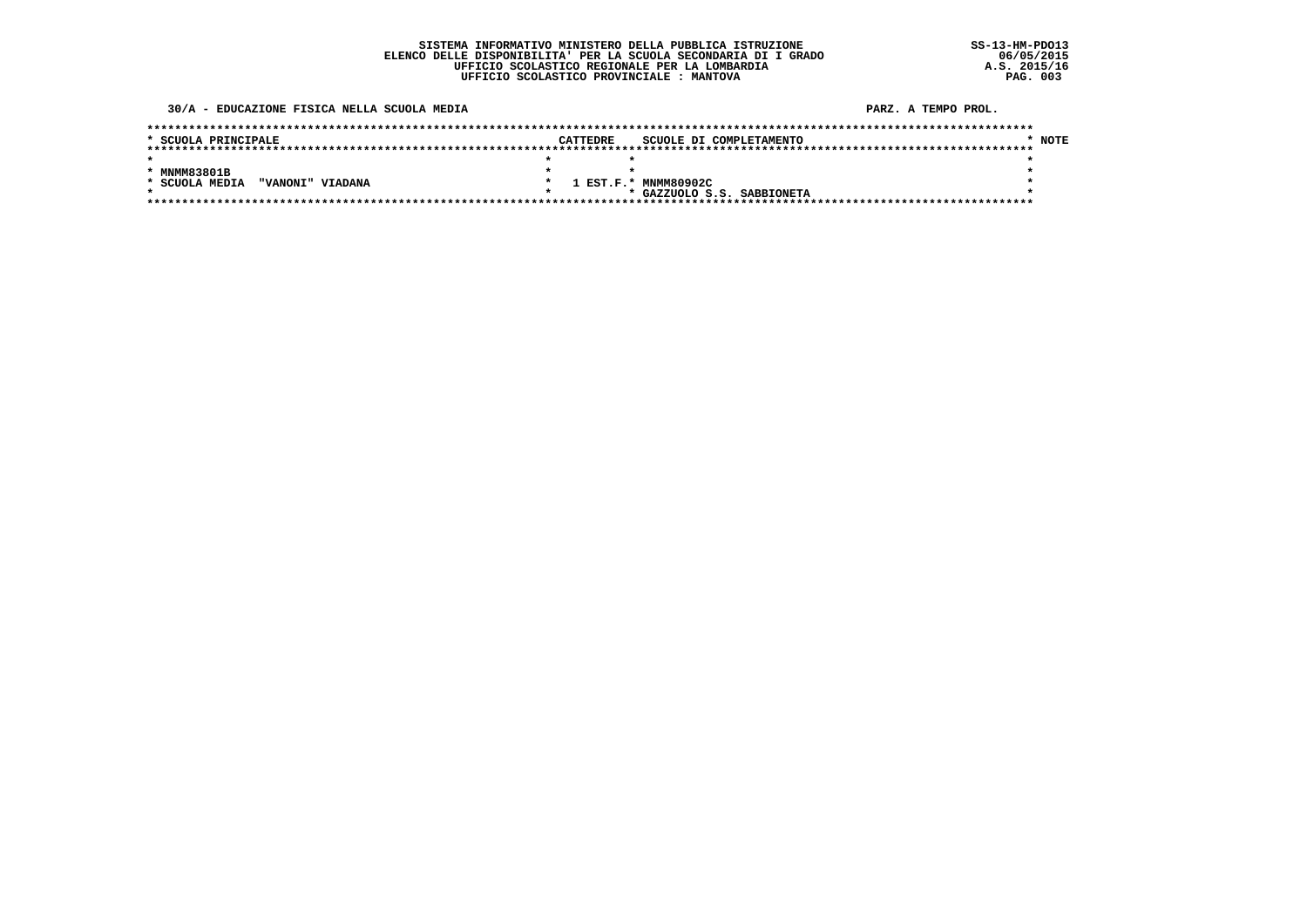SISTEMA INFORMATIVO MINISTERO DELLA PUBBLICA ISTRUZIONE
ELENCO DELLE DISPONIBILITA' PER LA SCUOLA SECONDARIA DI I GRADO
UFFICIO SCOLASTICO REGIONALE PER LA LOMBARDIA
UFFICIO SCOLASTICO PROVINCIALE : MANTOVA

SS-13-HM-PDO13
06/05/2015
A.S. 2015/16

30/A - EDUCAZIONE FISICA NELLA SCUOLA MEDIA

PARZ. A TEMPO PROL.

| SCUOLA PRINCIPALE | CATTEDRE | SCUOLE DI COMPLETAMENTO | NOTE |
|---|---|---|---|
| MNMM83801B<br>SCUOLA MEDIA "VANONI" VIADANA | 1 EST.F. | MNMM80902C<br>GAZZUOLO S.S. SABBIONETA | |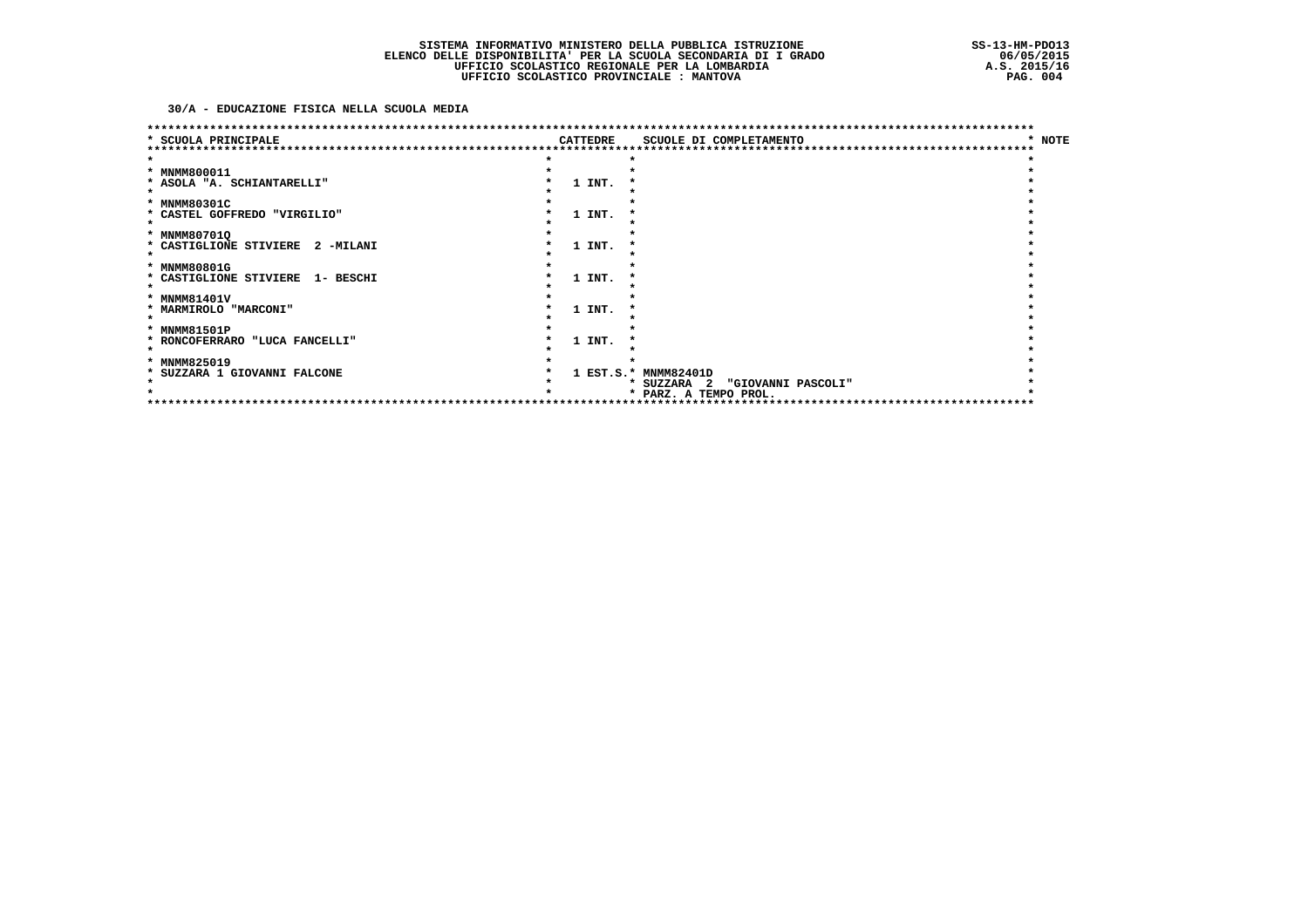SISTEMA INFORMATIVO MINISTERO DELLA PUBBLICA ISTRUZIONE
ELENCO DELLE DISPONIBILITA' PER LA SCUOLA SECONDARIA DI I GRADO
UFFICIO SCOLASTICO REGIONALE PER LA LOMBARDIA
UFFICIO SCOLASTICO PROVINCIALE : MANTOVA

SS-13-HM-PDO13
06/05/2015
A.S. 2015/16

## 30/A - EDUCAZIONE FISICA NELLA SCUOLA MEDIA

| SCUOLA PRINCIPALE | CATTEDRE | SCUOLE DI COMPLETAMENTO | NOTE |
|---|---|---|---|
| MNMM800011<br>ASOLA "A. SCHIANTARELLI" | 1 INT. | | |
| MNMM80301C<br>CASTEL GOFFREDO "VIRGILIO" | 1 INT. | | |
| MNMM80701Q<br>CASTIGLIONE STIVIERE 2 -MILANI | 1 INT. | | |
| MNMM80801G<br>CASTIGLIONE STIVIERE 1- BESCHI | 1 INT. | | |
| MNMM81401V<br>MARMIROLO "MARCONI" | 1 INT. | | |
| MNMM81501P<br>RONCOFERRARO "LUCA FANCELLI" | 1 INT. | | |
| MNMM825019<br>SUZZARA 1 GIOVANNI FALCONE | 1 EST.S. | MNMM82401D<br>SUZZARA 2 "GIOVANNI PASCOLI"<br>PARZ. A TEMPO PROL. | |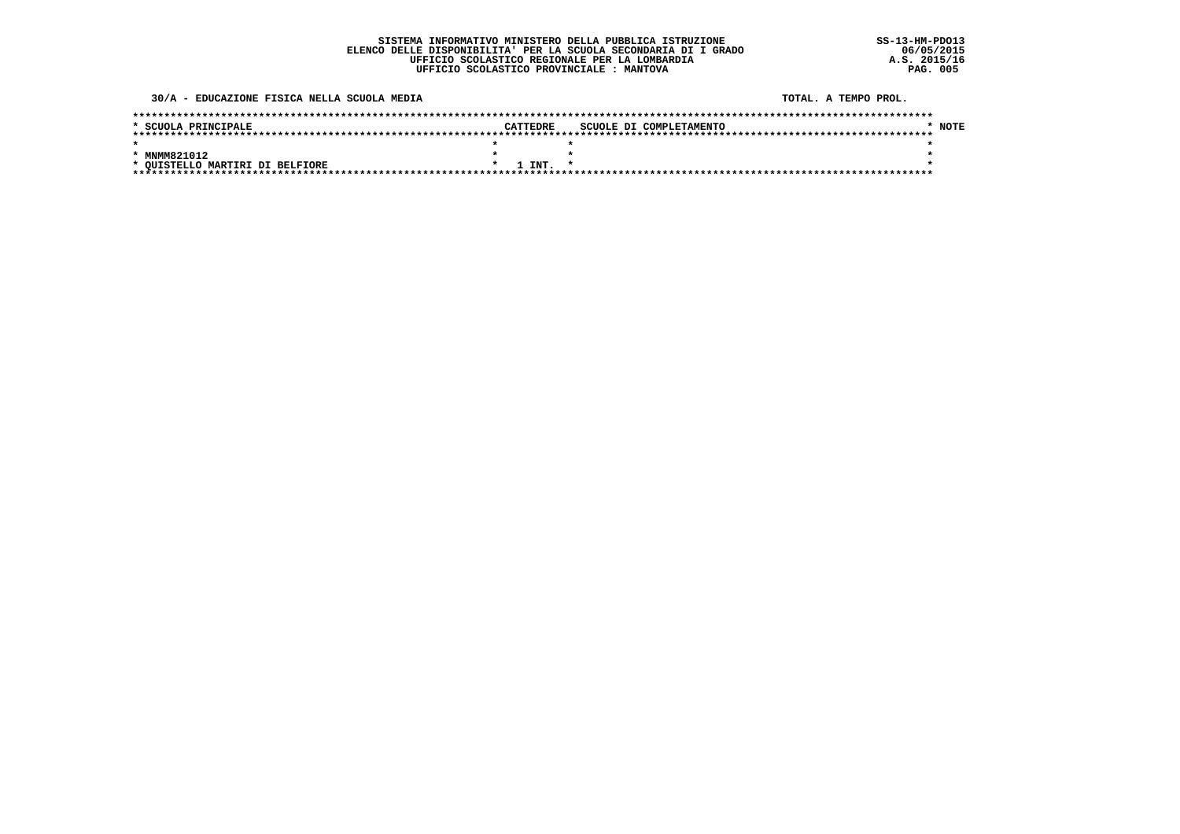**SISTEMA INFORMATIVO MINISTERO DELLA PUBBLICA ISTRUZIONE**
**ELENCO DELLE DISPONIBILITA' PER LA SCUOLA SECONDARIA DI I GRADO**
**UFFICIO SCOLASTICO REGIONALE PER LA LOMBARDIA**
**UFFICIO SCOLASTICO PROVINCIALE : MANTOVA**

SS-13-HM-PDO13
06/05/2015
A.S. 2015/16

**30/A - EDUCAZIONE FISICA NELLA SCUOLA MEDIA** — TOTAL. A TEMPO PROL.

| SCUOLA PRINCIPALE | CATTEDRE | SCUOLE DI COMPLETAMENTO | NOTE |
|---|---|---|---|
| MNMM821012<br>QUISTELLO MARTIRI DI BELFIORE | 1 INT. | | |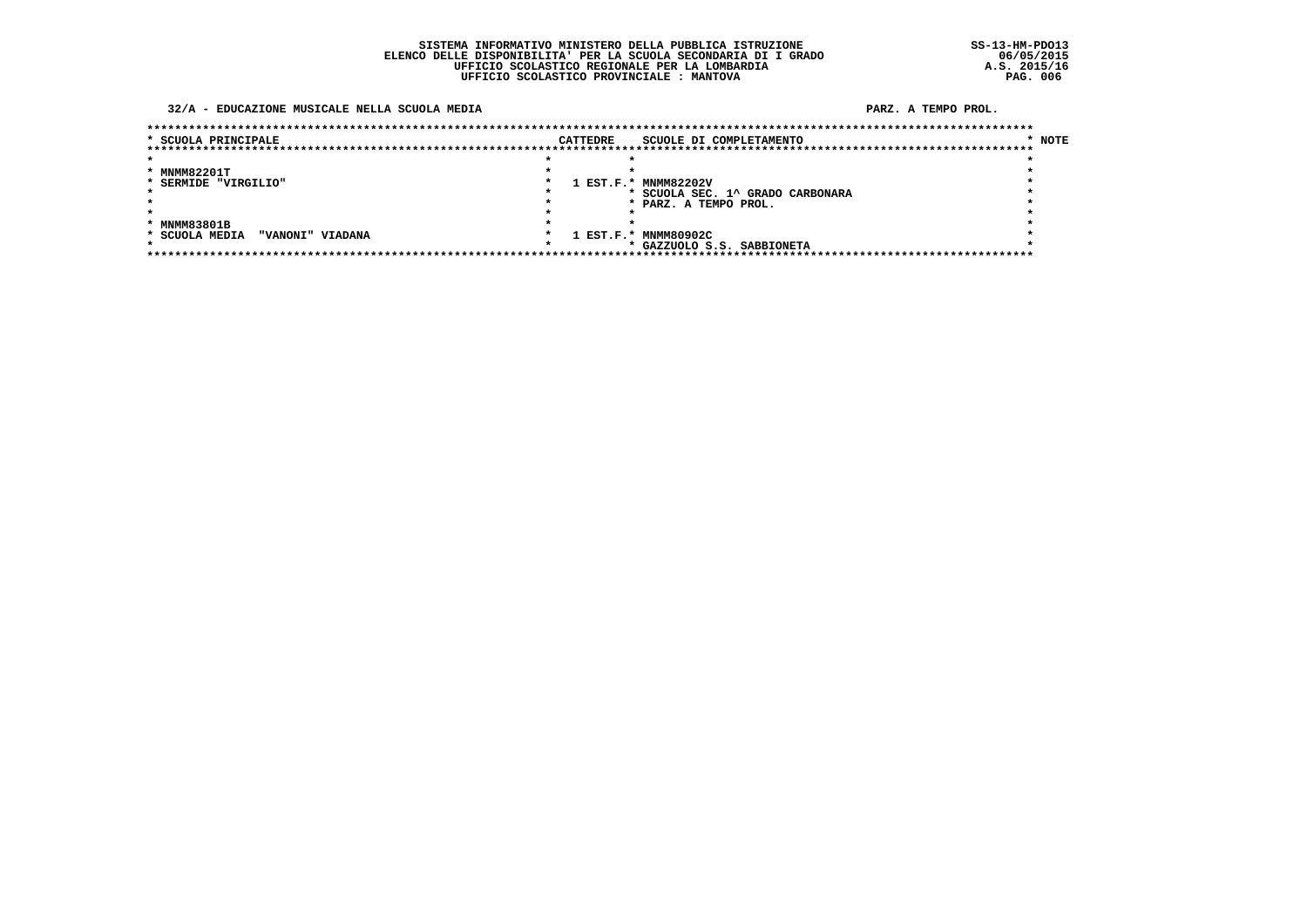SISTEMA INFORMATIVO MINISTERO DELLA PUBBLICA ISTRUZIONE
ELENCO DELLE DISPONIBILITA' PER LA SCUOLA SECONDARIA DI I GRADO
UFFICIO SCOLASTICO REGIONALE PER LA LOMBARDIA
UFFICIO SCOLASTICO PROVINCIALE : MANTOVA

SS-13-HM-PDO13
06/05/2015
A.S. 2015/16

**32/A - EDUCAZIONE MUSICALE NELLA SCUOLA MEDIA** — **PARZ. A TEMPO PROL.**

| SCUOLA PRINCIPALE | CATTEDRE | SCUOLE DI COMPLETAMENTO | NOTE |
|---|---|---|---|
| MNMM82201T<br>SERMIDE "VIRGILIO" | 1 EST.F. | MNMM82202V<br>SCUOLA SEC. 1^ GRADO CARBONARA<br>PARZ. A TEMPO PROL. | |
| MNMM83801B<br>SCUOLA MEDIA "VANONI" VIADANA | 1 EST.F. | MNMM80902C<br>GAZZUOLO S.S. SABBIONETA | |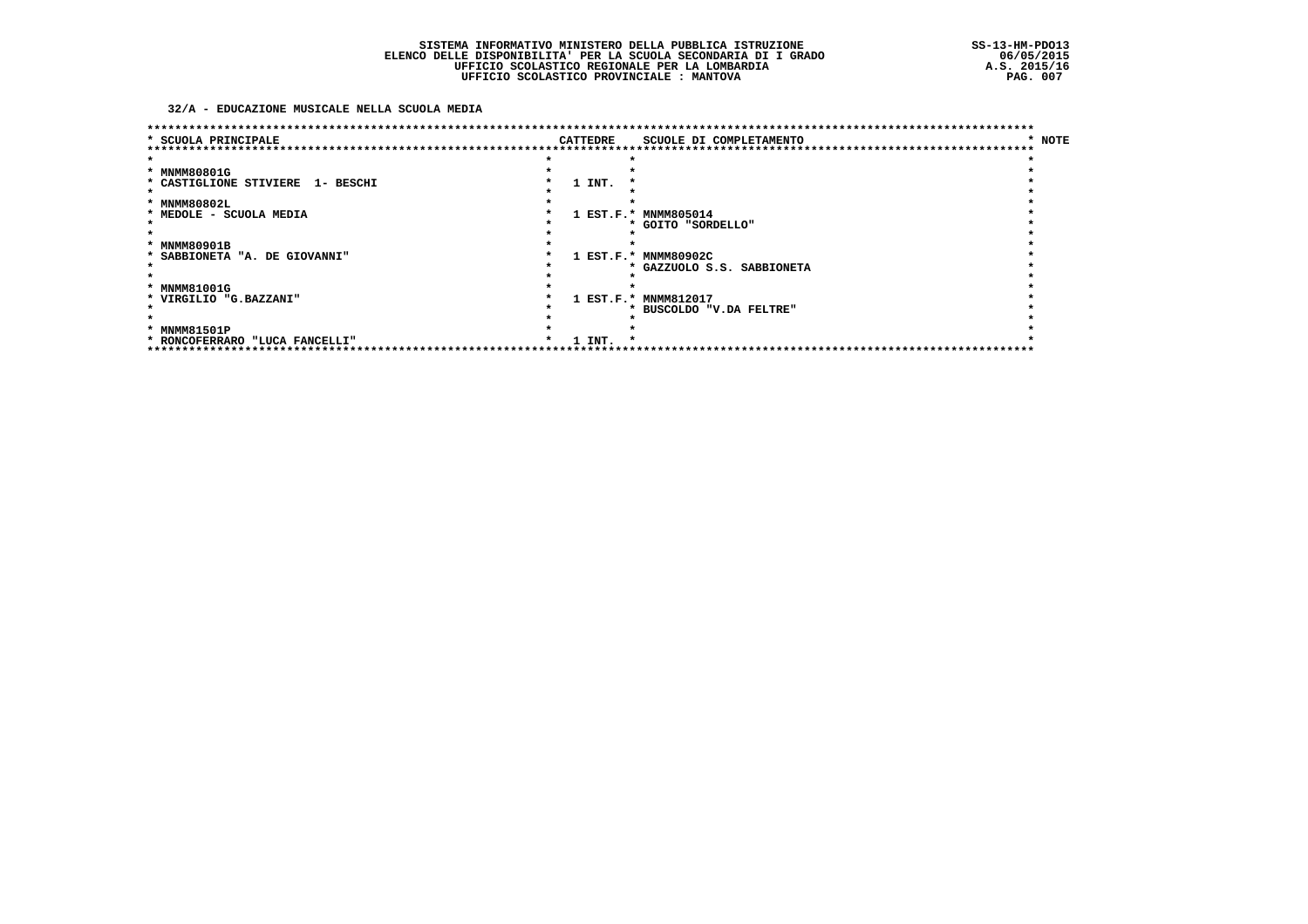**SISTEMA INFORMATIVO MINISTERO DELLA PUBBLICA ISTRUZIONE**
**ELENCO DELLE DISPONIBILITA' PER LA SCUOLA SECONDARIA DI I GRADO**
**UFFICIO SCOLASTICO REGIONALE PER LA LOMBARDIA**
**UFFICIO SCOLASTICO PROVINCIALE : MANTOVA**

SS-13-HM-PDO13
06/05/2015
A.S. 2015/16

## 32/A - EDUCAZIONE MUSICALE NELLA SCUOLA MEDIA

| SCUOLA PRINCIPALE | CATTEDRE | SCUOLE DI COMPLETAMENTO | NOTE |
|---|---|---|---|
| MNMM80801G<br>CASTIGLIONE STIVIERE 1- BESCHI | 1 INT. | | |
| MNMM80802L<br>MEDOLE - SCUOLA MEDIA | 1 EST.F. | MNMM805014<br>GOITO "SORDELLO" | |
| MNMM80901B<br>SABBIONETA "A. DE GIOVANNI" | 1 EST.F. | MNMM80902C<br>GAZZUOLO S.S. SABBIONETA | |
| MNMM81001G<br>VIRGILIO "G.BAZZANI" | 1 EST.F. | MNMM812017<br>BUSCOLDO "V.DA FELTRE" | |
| MNMM81501P<br>RONCOFERRARO "LUCA FANCELLI" | 1 INT. | | |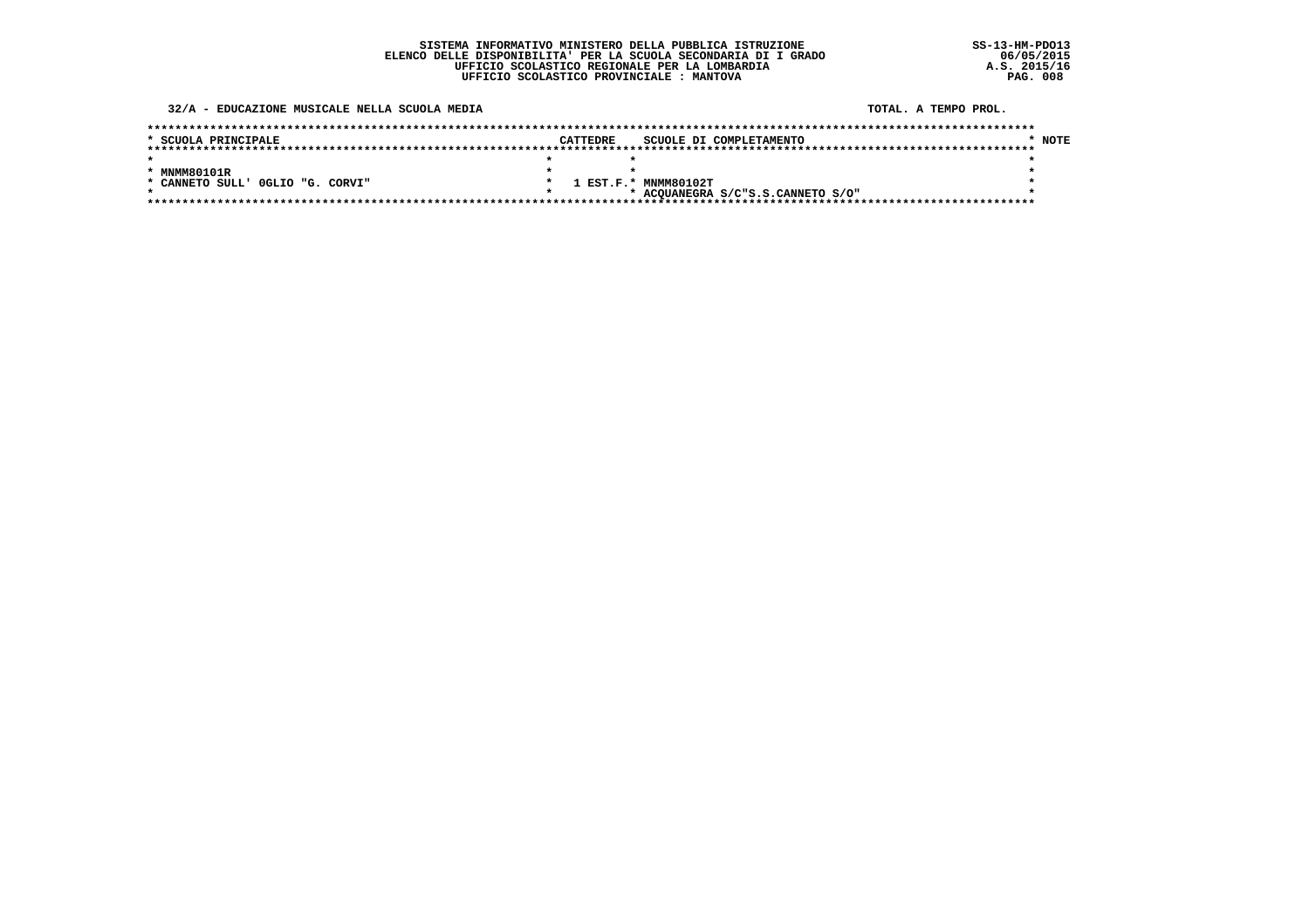SISTEMA INFORMATIVO MINISTERO DELLA PUBBLICA ISTRUZIONE
ELENCO DELLE DISPONIBILITA' PER LA SCUOLA SECONDARIA DI I GRADO
UFFICIO SCOLASTICO REGIONALE PER LA LOMBARDIA
UFFICIO SCOLASTICO PROVINCIALE : MANTOVA

SS-13-HM-PDO13
06/05/2015
A.S. 2015/16

32/A - EDUCAZIONE MUSICALE NELLA SCUOLA MEDIA

TOTAL. A TEMPO PROL.

| SCUOLA PRINCIPALE | CATTEDRE | SCUOLE DI COMPLETAMENTO | NOTE |
|---|---|---|---|
| MNMM80101R<br>CANNETO SULL' OGLIO "G. CORVI" | 1 EST.F. | MNMM80102T<br>ACQUANEGRA S/C"S.S.CANNETO S/O" | |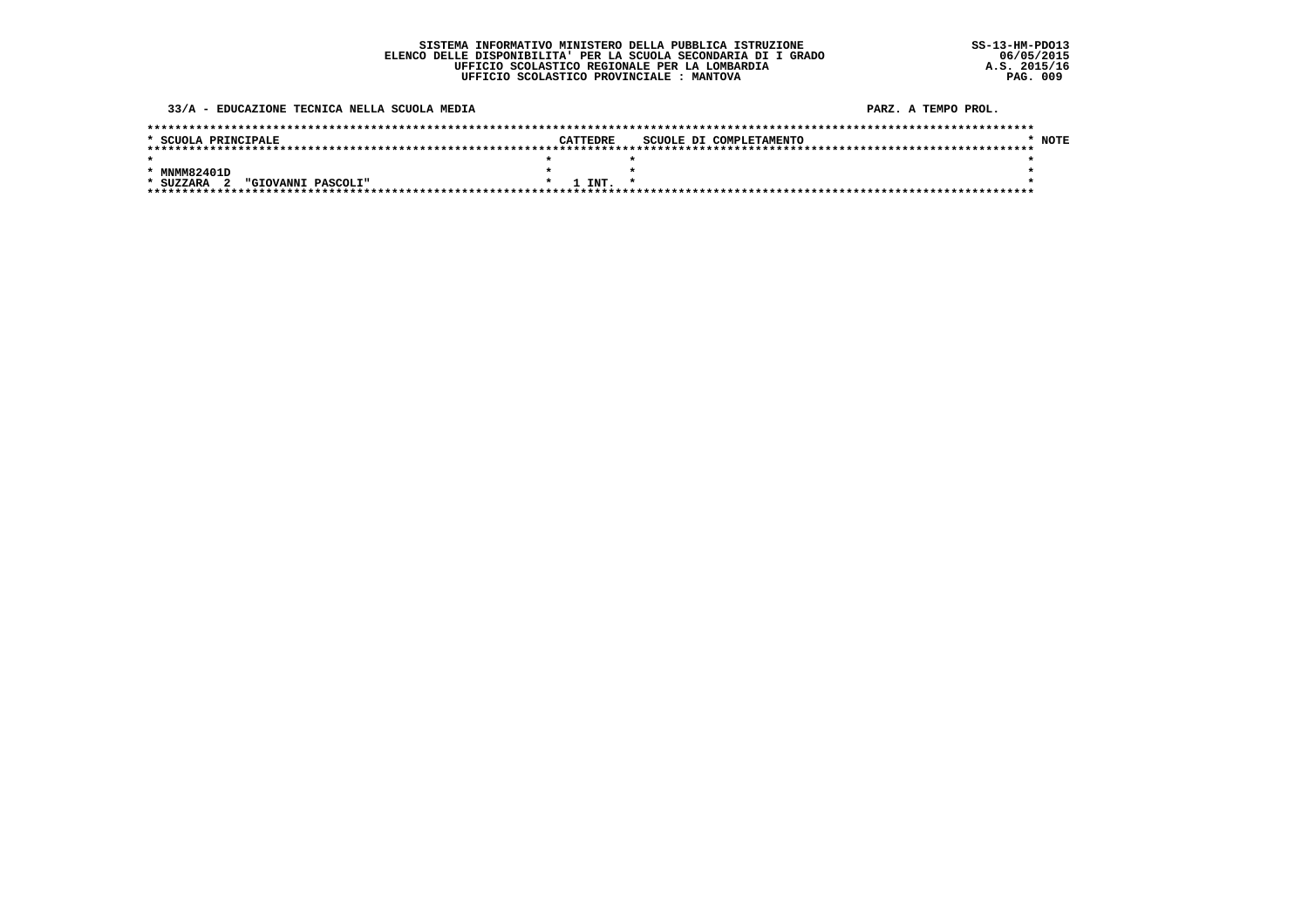SISTEMA INFORMATIVO MINISTERO DELLA PUBBLICA ISTRUZIONE
ELENCO DELLE DISPONIBILITA' PER LA SCUOLA SECONDARIA DI I GRADO
UFFICIO SCOLASTICO REGIONALE PER LA LOMBARDIA
UFFICIO SCOLASTICO PROVINCIALE : MANTOVA

SS-13-HM-PDO13
06/05/2015
A.S. 2015/16

33/A - EDUCAZIONE TECNICA NELLA SCUOLA MEDIA

PARZ. A TEMPO PROL.

| SCUOLA PRINCIPALE | CATTEDRE | SCUOLE DI COMPLETAMENTO | NOTE |
|---|---|---|---|
| MNMM82401D<br>SUZZARA 2 "GIOVANNI PASCOLI" | 1 INT. | | |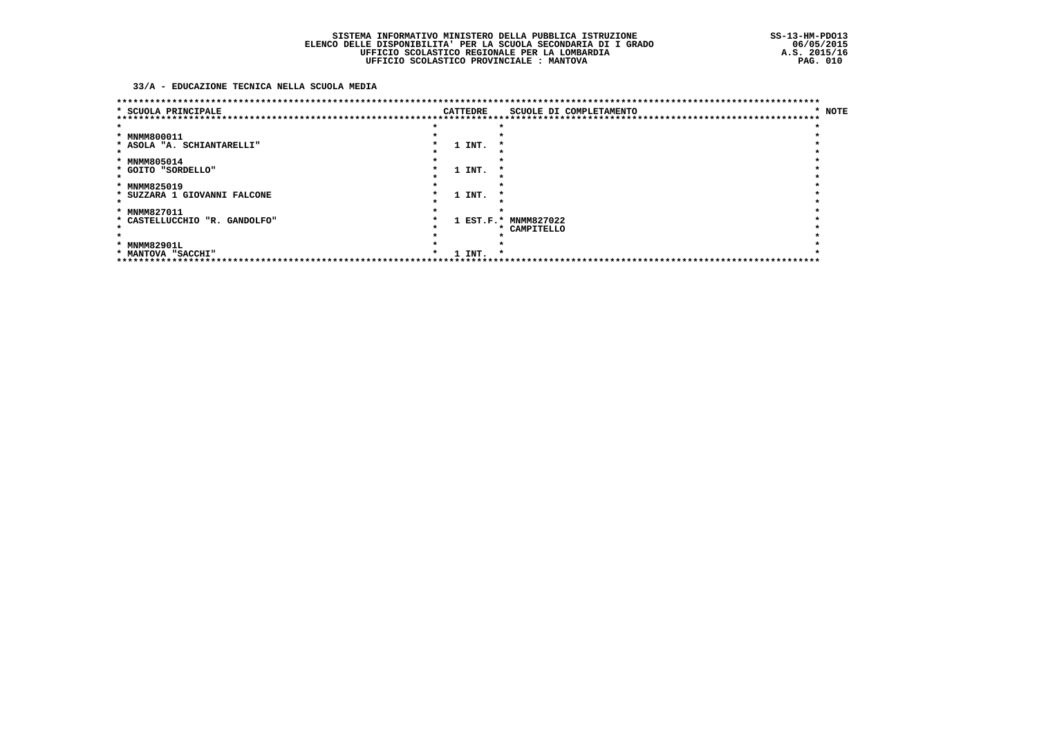SISTEMA INFORMATIVO MINISTERO DELLA PUBBLICA ISTRUZIONE
ELENCO DELLE DISPONIBILITA' PER LA SCUOLA SECONDARIA DI I GRADO
UFFICIO SCOLASTICO REGIONALE PER LA LOMBARDIA
UFFICIO SCOLASTICO PROVINCIALE : MANTOVA

SS-13-HM-PDO13
06/05/2015
A.S. 2015/16

## 33/A - EDUCAZIONE TECNICA NELLA SCUOLA MEDIA

| SCUOLA PRINCIPALE | CATTEDRE | SCUOLE DI COMPLETAMENTO | NOTE |
|---|---|---|---|
| MNMM800011<br>ASOLA "A. SCHIANTARELLI" | 1 INT. | | |
| MNMM805014<br>GOITO "SORDELLO" | 1 INT. | | |
| MNMM825019<br>SUZZARA 1 GIOVANNI FALCONE | 1 INT. | | |
| MNMM827011<br>CASTELLUCCHIO "R. GANDOLFO" | 1 EST.F. | MNMM827022<br>CAMPITELLO | |
| MNMM82901L<br>MANTOVA "SACCHI" | 1 INT. | | |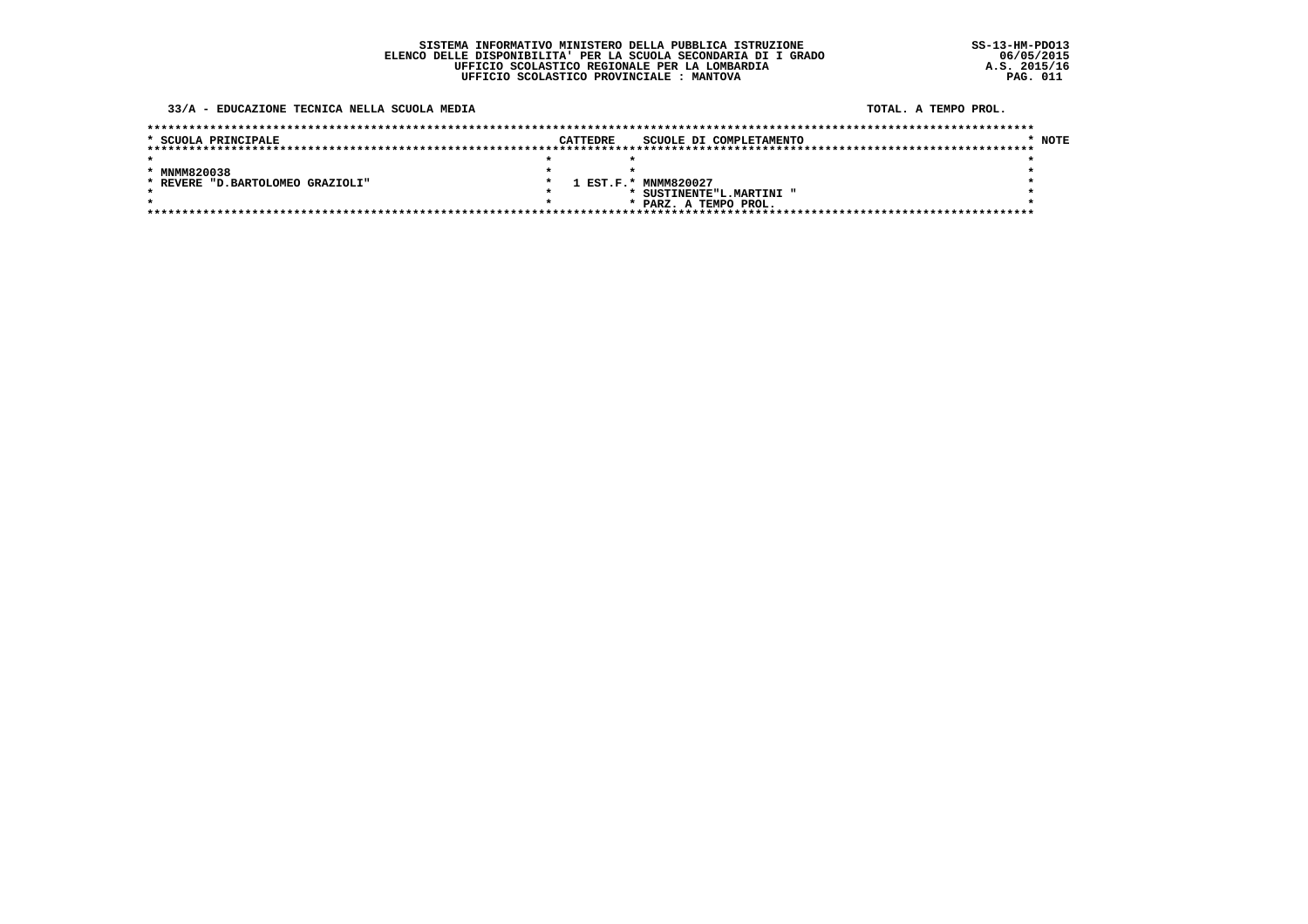**SISTEMA INFORMATIVO MINISTERO DELLA PUBBLICA ISTRUZIONE**
**ELENCO DELLE DISPONIBILITA' PER LA SCUOLA SECONDARIA DI I GRADO**
**UFFICIO SCOLASTICO REGIONALE PER LA LOMBARDIA**
**UFFICIO SCOLASTICO PROVINCIALE : MANTOVA**

SS-13-HM-PDO13
06/05/2015
A.S. 2015/16

**33/A - EDUCAZIONE TECNICA NELLA SCUOLA MEDIA** — TOTAL. A TEMPO PROL.

| SCUOLA PRINCIPALE | CATTEDRE | SCUOLE DI COMPLETAMENTO | NOTE |
|---|---|---|---|
| MNMM820038<br>REVERE "D.BARTOLOMEO GRAZIOLI" | 1 EST.F. | MNMM820027<br>SUSTINENTE"L.MARTINI "<br>PARZ. A TEMPO PROL. | |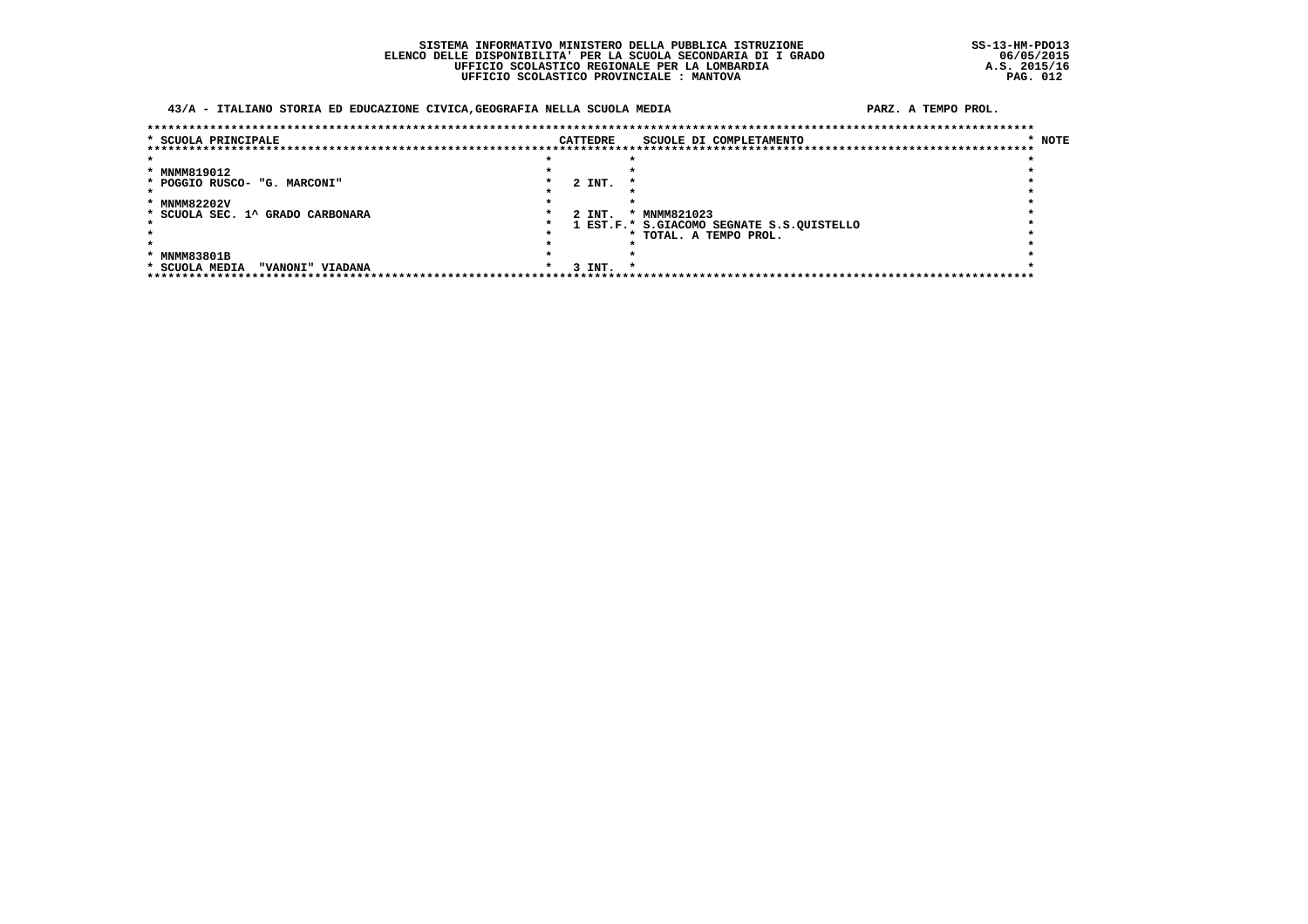SISTEMA INFORMATIVO MINISTERO DELLA PUBBLICA ISTRUZIONE
ELENCO DELLE DISPONIBILITA' PER LA SCUOLA SECONDARIA DI I GRADO
UFFICIO SCOLASTICO REGIONALE PER LA LOMBARDIA
UFFICIO SCOLASTICO PROVINCIALE : MANTOVA

SS-13-HM-PDO13
06/05/2015
A.S. 2015/16

**43/A - ITALIANO STORIA ED EDUCAZIONE CIVICA,GEOGRAFIA NELLA SCUOLA MEDIA** — **PARZ. A TEMPO PROL.**

| SCUOLA PRINCIPALE | CATTEDRE | SCUOLE DI COMPLETAMENTO | NOTE |
|---|---|---|---|
| MNMM819012<br>POGGIO RUSCO- "G. MARCONI" | 2 INT. | | |
| MNMM82202V<br>SCUOLA SEC. 1^ GRADO CARBONARA | 2 INT.<br>1 EST.F. | MNMM821023<br>S.GIACOMO SEGNATE S.S.QUISTELLO<br>TOTAL. A TEMPO PROL. | |
| MNMM83801B<br>SCUOLA MEDIA "VANONI" VIADANA | 3 INT. | | |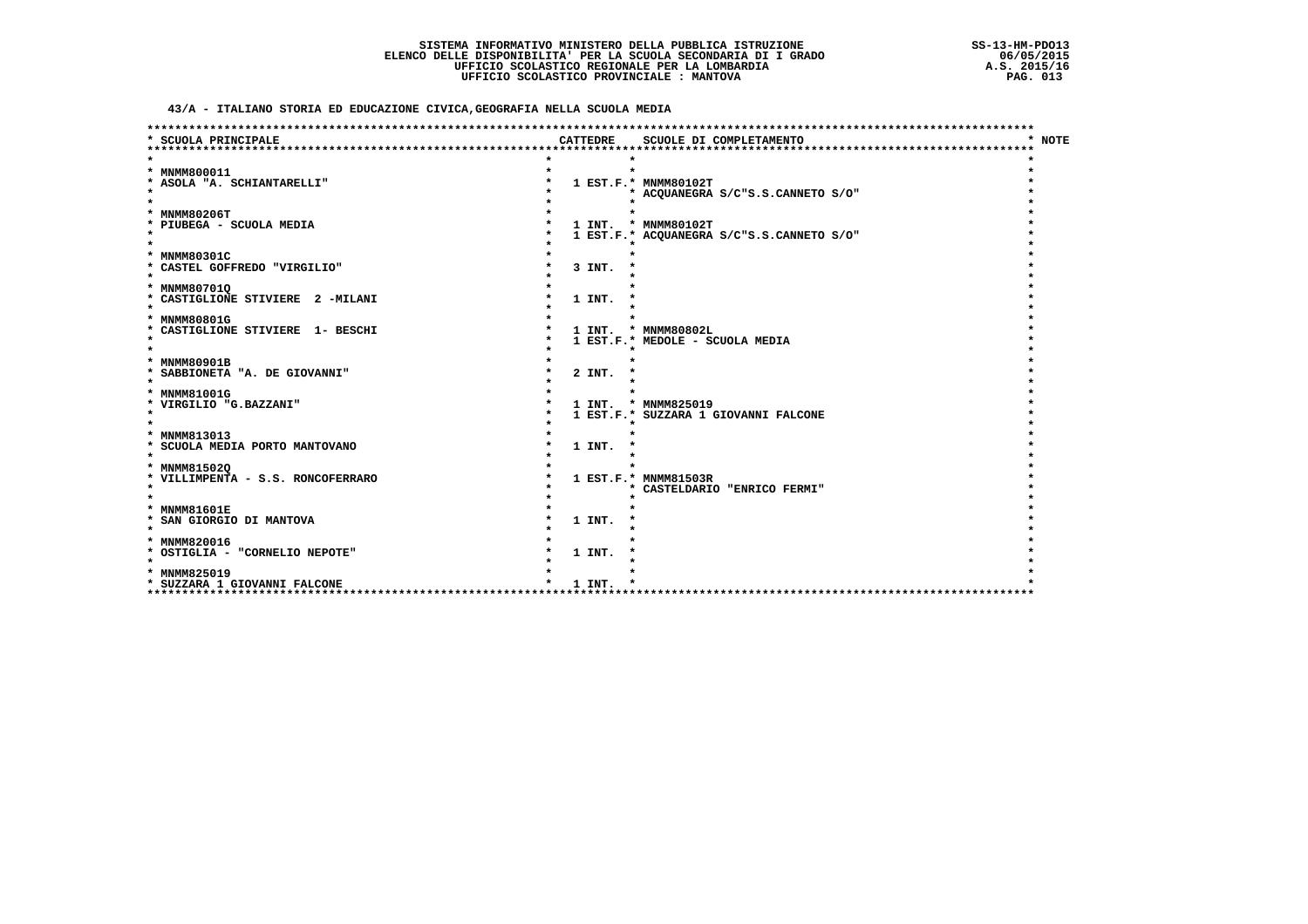SISTEMA INFORMATIVO MINISTERO DELLA PUBBLICA ISTRUZIONE
ELENCO DELLE DISPONIBILITA' PER LA SCUOLA SECONDARIA DI I GRADO
UFFICIO SCOLASTICO REGIONALE PER LA LOMBARDIA
UFFICIO SCOLASTICO PROVINCIALE : MANTOVA

SS-13-HM-PDO13
06/05/2015
A.S. 2015/16

## 43/A - ITALIANO STORIA ED EDUCAZIONE CIVICA,GEOGRAFIA NELLA SCUOLA MEDIA

| SCUOLA PRINCIPALE | CATTEDRE | SCUOLE DI COMPLETAMENTO | NOTE |
|---|---|---|---|
| MNMM800011<br>ASOLA "A. SCHIANTARELLI" | 1 EST.F. | MNMM80102T<br>ACQUANEGRA S/C"S.S.CANNETO S/O" | |
| MNMM80206T<br>PIUBEGA - SCUOLA MEDIA | 1 INT.<br>1 EST.F. | MNMM80102T<br>ACQUANEGRA S/C"S.S.CANNETO S/O" | |
| MNMM80301C<br>CASTEL GOFFREDO "VIRGILIO" | 3 INT. | | |
| MNMM80701Q<br>CASTIGLIONE STIVIERE 2 -MILANI | 1 INT. | | |
| MNMM80801G<br>CASTIGLIONE STIVIERE 1- BESCHI | 1 INT.<br>1 EST.F. | MNMM80802L<br>MEDOLE - SCUOLA MEDIA | |
| MNMM80901B<br>SABBIONETA "A. DE GIOVANNI" | 2 INT. | | |
| MNMM81001G<br>VIRGILIO "G.BAZZANI" | 1 INT.<br>1 EST.F. | MNMM825019<br>SUZZARA 1 GIOVANNI FALCONE | |
| MNMM813013<br>SCUOLA MEDIA PORTO MANTOVANO | 1 INT. | | |
| MNMM81502Q<br>VILLIMPENTA - S.S. RONCOFERRARO | 1 EST.F. | MNMM81503R<br>CASTELDARIO "ENRICO FERMI" | |
| MNMM81601E<br>SAN GIORGIO DI MANTOVA | 1 INT. | | |
| MNMM820016<br>OSTIGLIA - "CORNELIO NEPOTE" | 1 INT. | | |
| MNMM825019<br>SUZZARA 1 GIOVANNI FALCONE | 1 INT. | | |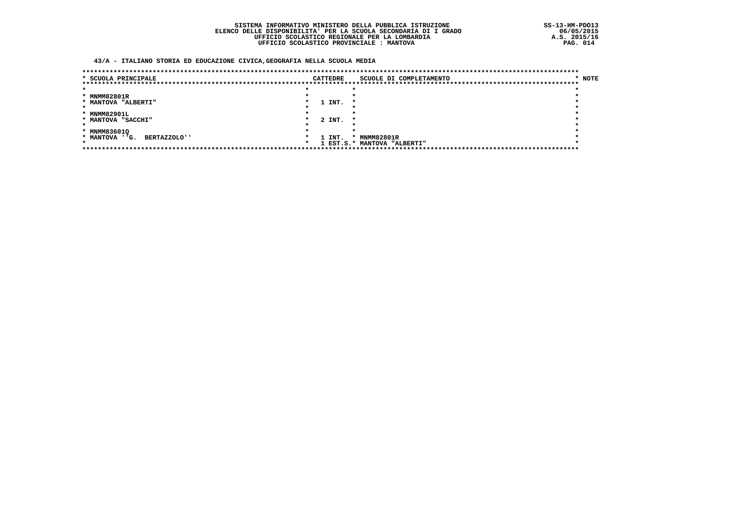**SISTEMA INFORMATIVO MINISTERO DELLA PUBBLICA ISTRUZIONE**
**ELENCO DELLE DISPONIBILITA' PER LA SCUOLA SECONDARIA DI I GRADO**
**UFFICIO SCOLASTICO REGIONALE PER LA LOMBARDIA**
**UFFICIO SCOLASTICO PROVINCIALE : MANTOVA**

SS-13-HM-PDO13
06/05/2015
A.S. 2015/16

**43/A - ITALIANO STORIA ED EDUCAZIONE CIVICA,GEOGRAFIA NELLA SCUOLA MEDIA**

| SCUOLA PRINCIPALE | CATTEDRE | SCUOLE DI COMPLETAMENTO | NOTE |
|---|---|---|---|
| MNMM82801R<br>MANTOVA "ALBERTI" | 1 INT. | | |
| MNMM82901L<br>MANTOVA "SACCHI" | 2 INT. | | |
| MNMM83601Q<br>MANTOVA ''G. BERTAZZOLO'' | 1 INT.<br>1 EST.S. | MNMM82801R<br>MANTOVA "ALBERTI" | |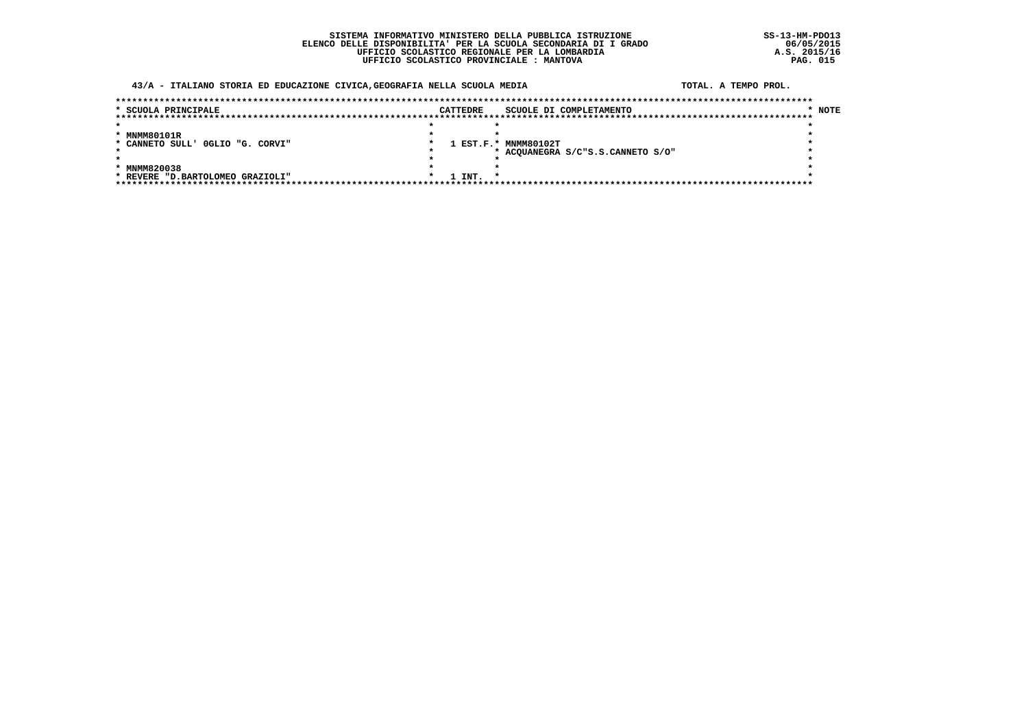SISTEMA INFORMATIVO MINISTERO DELLA PUBBLICA ISTRUZIONE
ELENCO DELLE DISPONIBILITA' PER LA SCUOLA SECONDARIA DI I GRADO
UFFICIO SCOLASTICO REGIONALE PER LA LOMBARDIA
UFFICIO SCOLASTICO PROVINCIALE : MANTOVA

SS-13-HM-PDO13
06/05/2015
A.S. 2015/16

**43/A - ITALIANO STORIA ED EDUCAZIONE CIVICA,GEOGRAFIA NELLA SCUOLA MEDIA** — TOTAL. A TEMPO PROL.

| SCUOLA PRINCIPALE | CATTEDRE | SCUOLE DI COMPLETAMENTO | NOTE |
|---|---|---|---|
| MNMM80101R<br>CANNETO SULL' OGLIO "G. CORVI" | 1 EST.F. | MNMM80102T<br>ACQUANEGRA S/C"S.S.CANNETO S/O" | |
| MNMM820038<br>REVERE "D.BARTOLOMEO GRAZIOLI" | 1 INT. | | |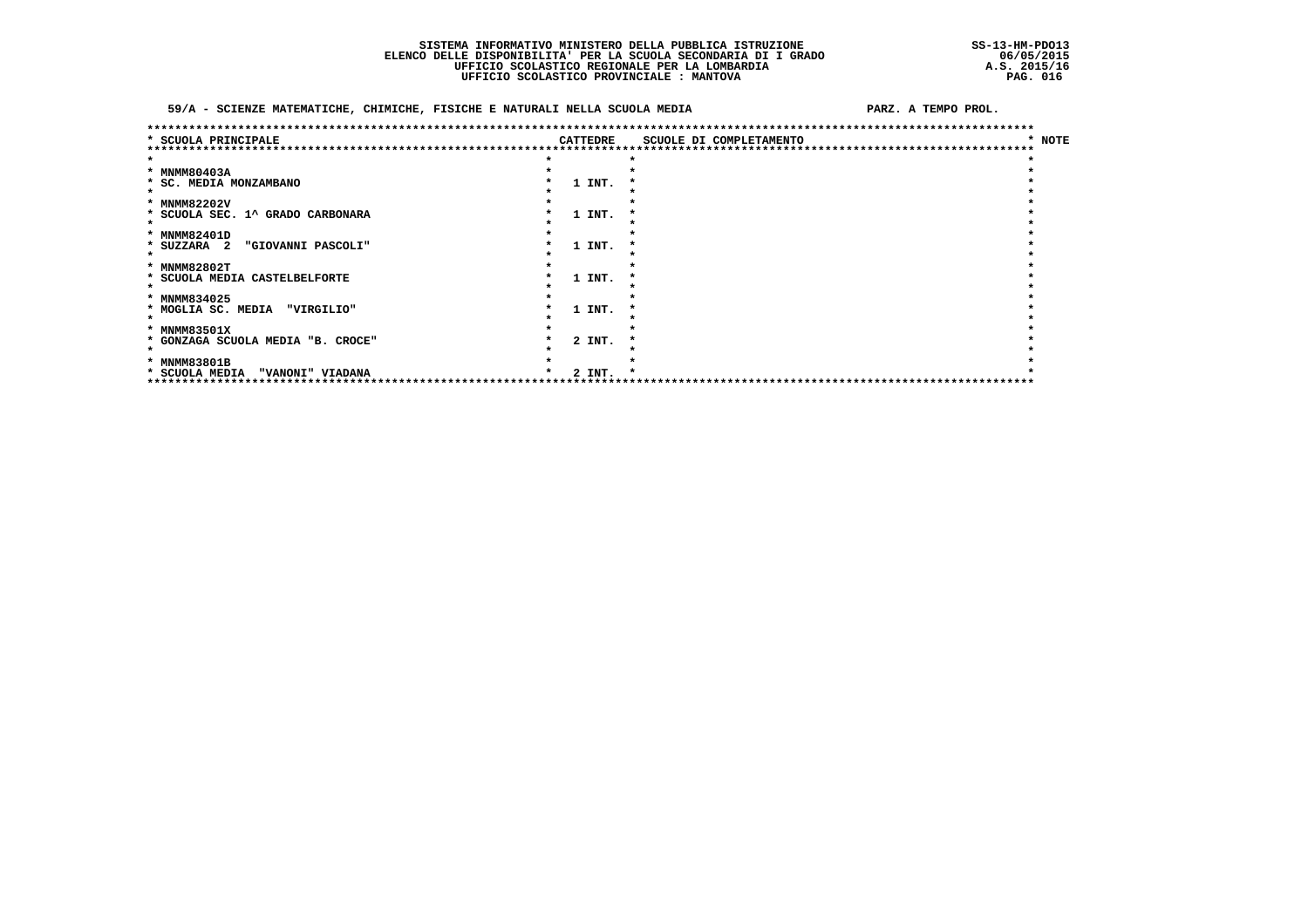SISTEMA INFORMATIVO MINISTERO DELLA PUBBLICA ISTRUZIONE
ELENCO DELLE DISPONIBILITA' PER LA SCUOLA SECONDARIA DI I GRADO
UFFICIO SCOLASTICO REGIONALE PER LA LOMBARDIA
UFFICIO SCOLASTICO PROVINCIALE : MANTOVA

SS-13-HM-PDO13
06/05/2015
A.S. 2015/16

59/A - SCIENZE MATEMATICHE, CHIMICHE, FISICHE E NATURALI NELLA SCUOLA MEDIA — PARZ. A TEMPO PROL.

| SCUOLA PRINCIPALE | CATTEDRE | SCUOLE DI COMPLETAMENTO | NOTE |
|---|---|---|---|
| MNMM80403A<br>SC. MEDIA MONZAMBANO | 1 INT. | | |
| MNMM82202V<br>SCUOLA SEC. 1^ GRADO CARBONARA | 1 INT. | | |
| MNMM82401D<br>SUZZARA 2 "GIOVANNI PASCOLI" | 1 INT. | | |
| MNMM82802T<br>SCUOLA MEDIA CASTELBELFORTE | 1 INT. | | |
| MNMM834025<br>MOGLIA SC. MEDIA "VIRGILIO" | 1 INT. | | |
| MNMM83501X<br>GONZAGA SCUOLA MEDIA "B. CROCE" | 2 INT. | | |
| MNMM83801B<br>SCUOLA MEDIA "VANONI" VIADANA | 2 INT. | | |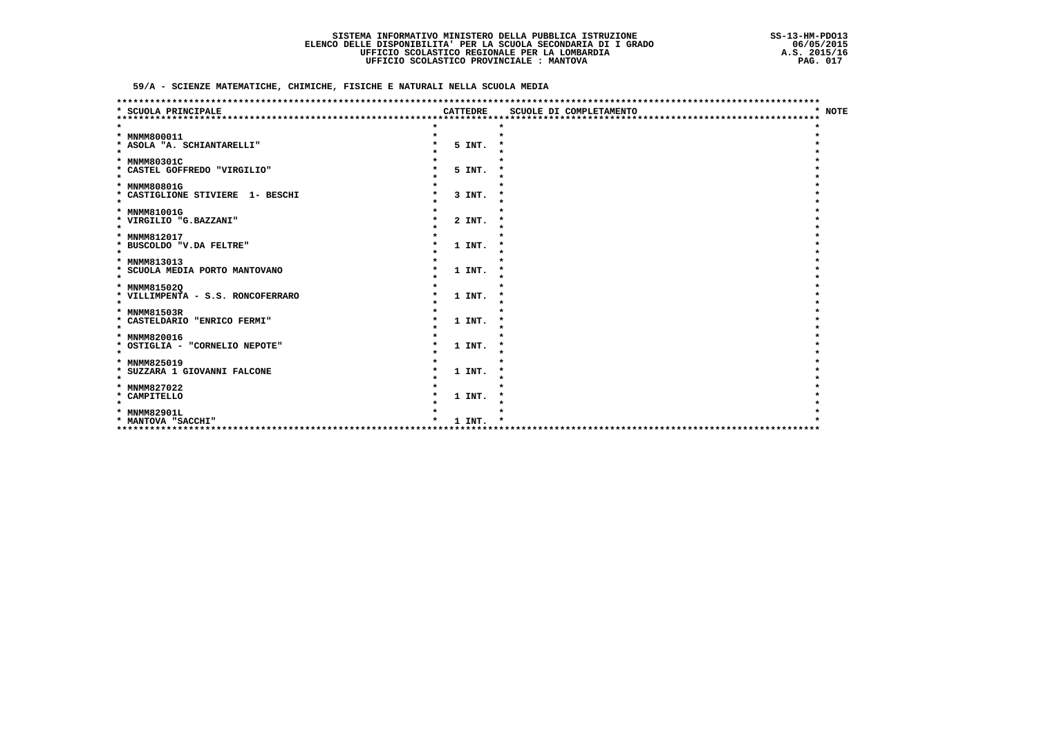SISTEMA INFORMATIVO MINISTERO DELLA PUBBLICA ISTRUZIONE
ELENCO DELLE DISPONIBILITA' PER LA SCUOLA SECONDARIA DI I GRADO
UFFICIO SCOLASTICO REGIONALE PER LA LOMBARDIA
UFFICIO SCOLASTICO PROVINCIALE : MANTOVA

SS-13-HM-PDO13
06/05/2015
A.S. 2015/16

**59/A - SCIENZE MATEMATICHE, CHIMICHE, FISICHE E NATURALI NELLA SCUOLA MEDIA**

| SCUOLA PRINCIPALE | CATTEDRE | SCUOLE DI COMPLETAMENTO | NOTE |
|---|---|---|---|
| MNMM800011<br>ASOLA "A. SCHIANTARELLI" | 5 INT. | | |
| MNMM80301C<br>CASTEL GOFFREDO "VIRGILIO" | 5 INT. | | |
| MNMM80801G<br>CASTIGLIONE STIVIERE 1- BESCHI | 3 INT. | | |
| MNMM81001G<br>VIRGILIO "G.BAZZANI" | 2 INT. | | |
| MNMM812017<br>BUSCOLDO "V.DA FELTRE" | 1 INT. | | |
| MNMM813013<br>SCUOLA MEDIA PORTO MANTOVANO | 1 INT. | | |
| MNMM81502Q<br>VILLIMPENTA - S.S. RONCOFERRARO | 1 INT. | | |
| MNMM81503R<br>CASTELDARIO "ENRICO FERMI" | 1 INT. | | |
| MNMM820016<br>OSTIGLIA - "CORNELIO NEPOTE" | 1 INT. | | |
| MNMM825019<br>SUZZARA 1 GIOVANNI FALCONE | 1 INT. | | |
| MNMM827022<br>CAMPITELLO | 1 INT. | | |
| MNMM82901L<br>MANTOVA "SACCHI" | 1 INT. | | |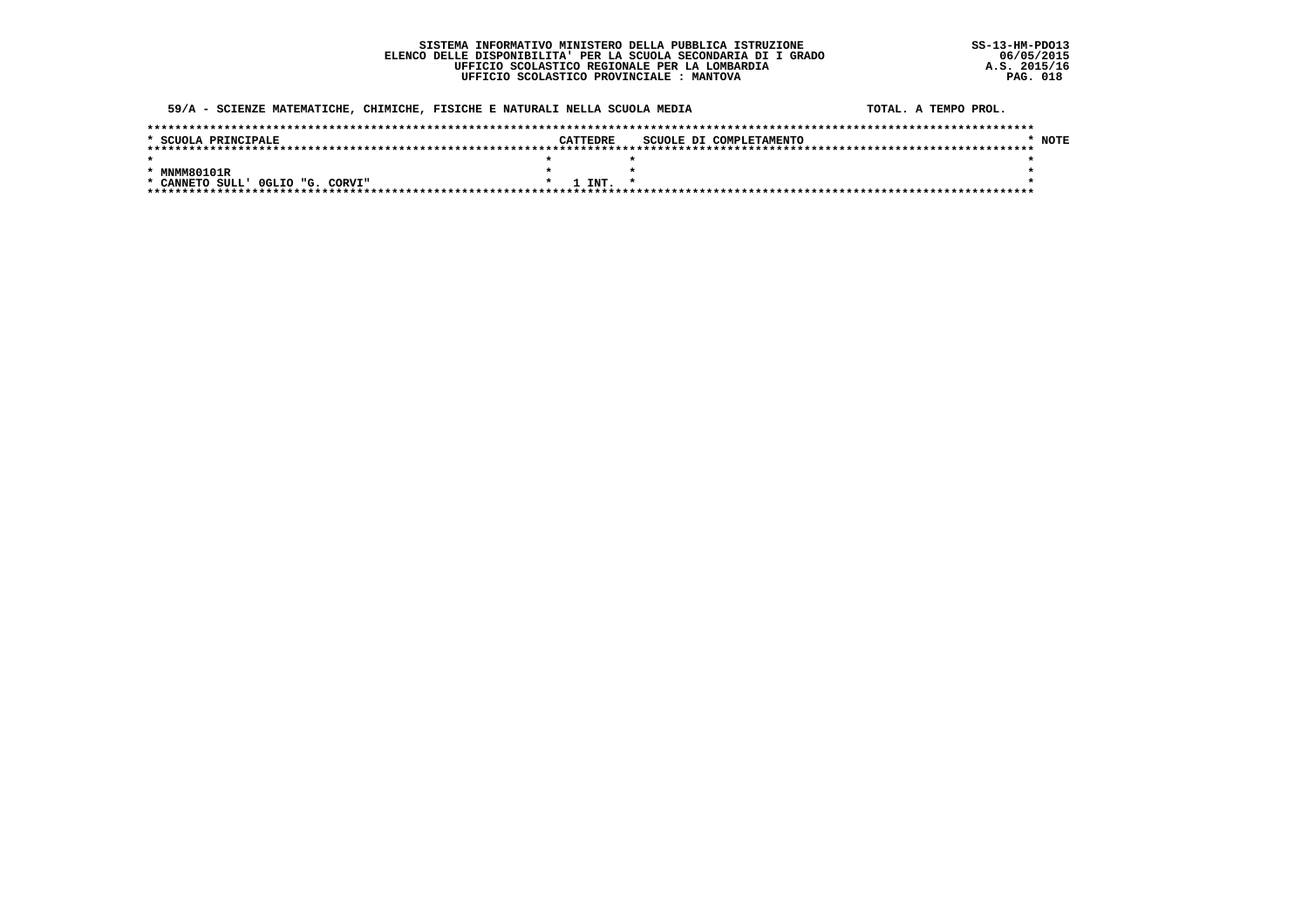SISTEMA INFORMATIVO MINISTERO DELLA PUBBLICA ISTRUZIONE
ELENCO DELLE DISPONIBILITA' PER LA SCUOLA SECONDARIA DI I GRADO
UFFICIO SCOLASTICO REGIONALE PER LA LOMBARDIA
UFFICIO SCOLASTICO PROVINCIALE : MANTOVA

SS-13-HM-PDO13
06/05/2015
A.S. 2015/16

59/A - SCIENZE MATEMATICHE, CHIMICHE, FISICHE E NATURALI NELLA SCUOLA MEDIA — TOTAL. A TEMPO PROL.

| SCUOLA PRINCIPALE | CATTEDRE | SCUOLE DI COMPLETAMENTO | NOTE |
|---|---|---|---|
| MNMM80101R<br>CANNETO SULL' OGLIO "G. CORVI" | 1 INT. | | |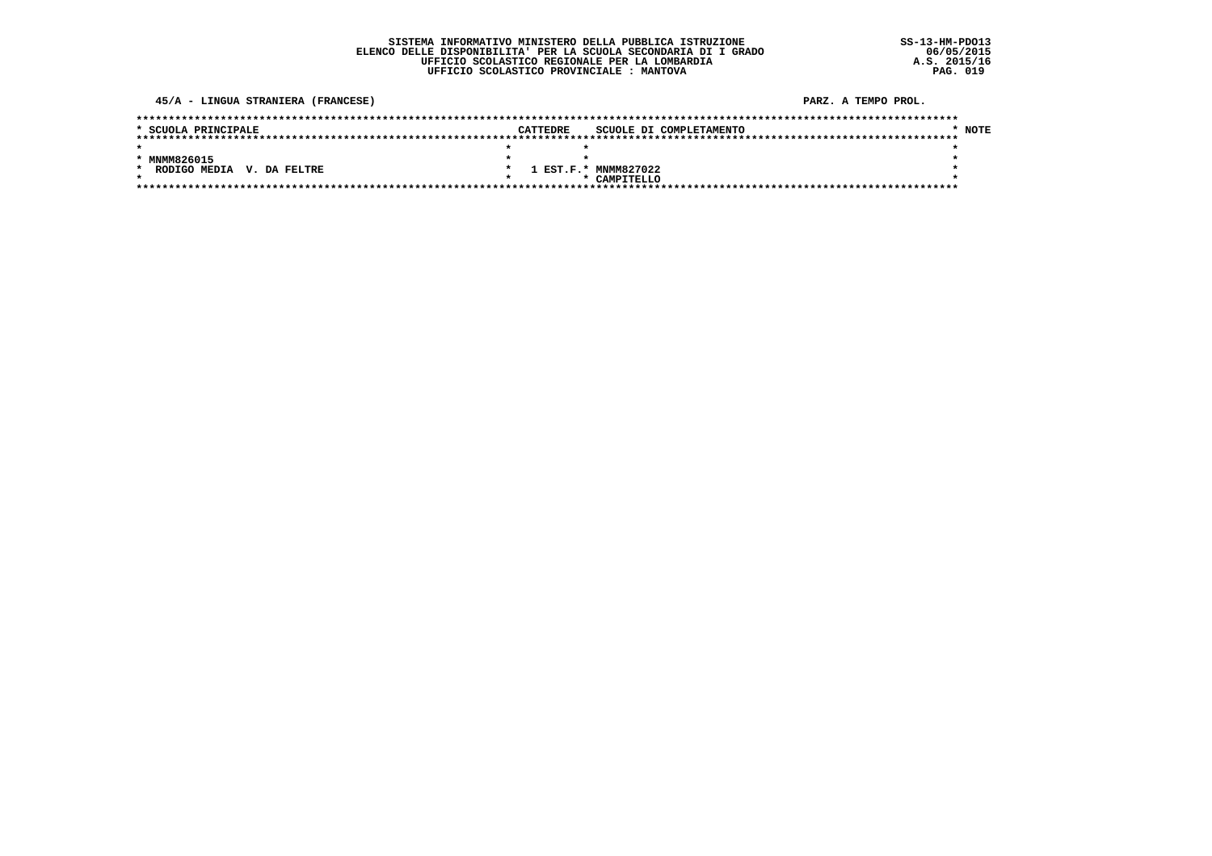SISTEMA INFORMATIVO MINISTERO DELLA PUBBLICA ISTRUZIONE
ELENCO DELLE DISPONIBILITA' PER LA SCUOLA SECONDARIA DI I GRADO
UFFICIO SCOLASTICO REGIONALE PER LA LOMBARDIA
UFFICIO SCOLASTICO PROVINCIALE : MANTOVA

SS-13-HM-PDO13
06/05/2015
A.S. 2015/16

45/A - LINGUA STRANIERA (FRANCESE)

PARZ. A TEMPO PROL.

| SCUOLA PRINCIPALE | CATTEDRE | SCUOLE DI COMPLETAMENTO | NOTE |
|---|---|---|---|
| MNMM826015<br>RODIGO MEDIA V. DA FELTRE | 1 EST.F. | MNMM827022<br>CAMPITELLO | |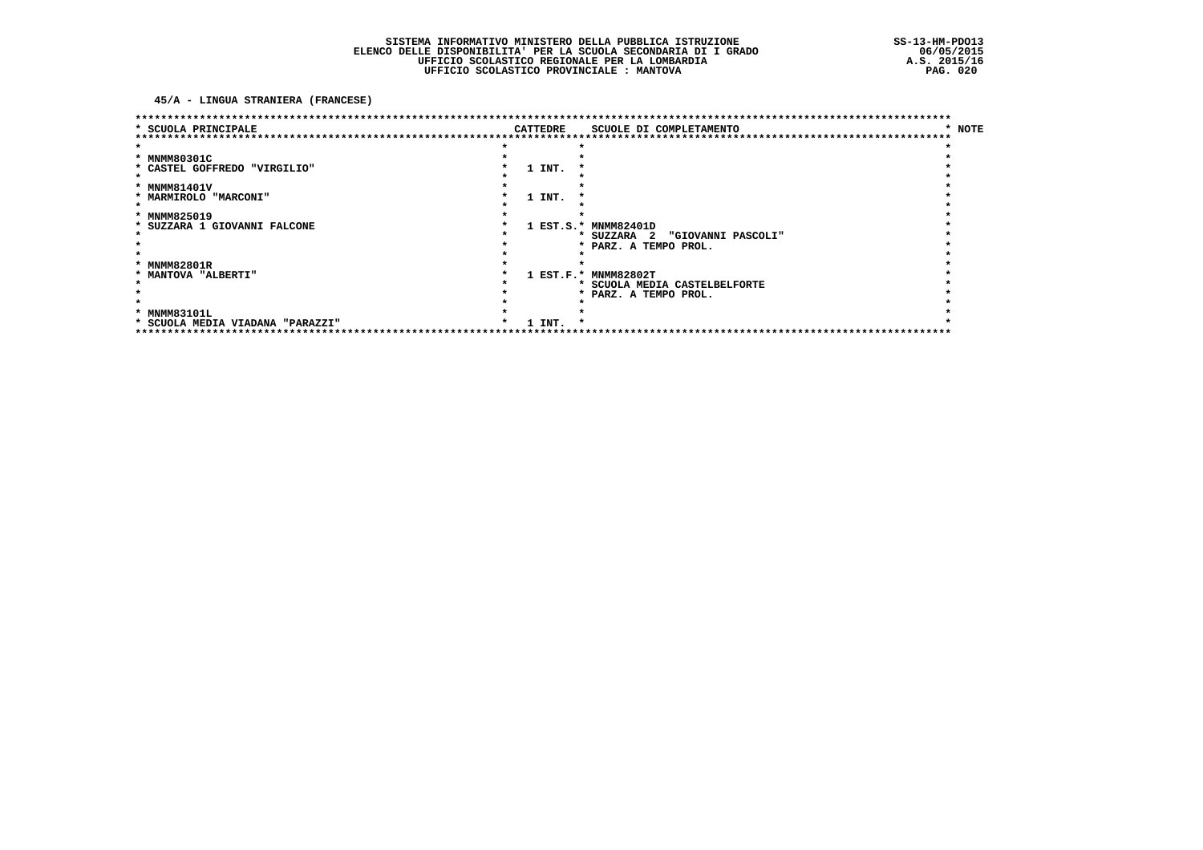SISTEMA INFORMATIVO MINISTERO DELLA PUBBLICA ISTRUZIONE
ELENCO DELLE DISPONIBILITA' PER LA SCUOLA SECONDARIA DI I GRADO
UFFICIO SCOLASTICO REGIONALE PER LA LOMBARDIA
UFFICIO SCOLASTICO PROVINCIALE : MANTOVA

SS-13-HM-PDO13
06/05/2015
A.S. 2015/16

## 45/A - LINGUA STRANIERA (FRANCESE)

| SCUOLA PRINCIPALE | CATTEDRE | SCUOLE DI COMPLETAMENTO | NOTE |
|---|---|---|---|
| MNMM80301C<br>CASTEL GOFFREDO "VIRGILIO" | 1 INT. | | |
| MNMM81401V<br>MARMIROLO "MARCONI" | 1 INT. | | |
| MNMM825019<br>SUZZARA 1 GIOVANNI FALCONE | 1 EST.S. | MNMM82401D<br>SUZZARA 2 "GIOVANNI PASCOLI"<br>PARZ. A TEMPO PROL. | |
| MNMM82801R<br>MANTOVA "ALBERTI" | 1 EST.F. | MNMM82802T<br>SCUOLA MEDIA CASTELBELFORTE<br>PARZ. A TEMPO PROL. | |
| MNMM83101L<br>SCUOLA MEDIA VIADANA "PARAZZI" | 1 INT. | | |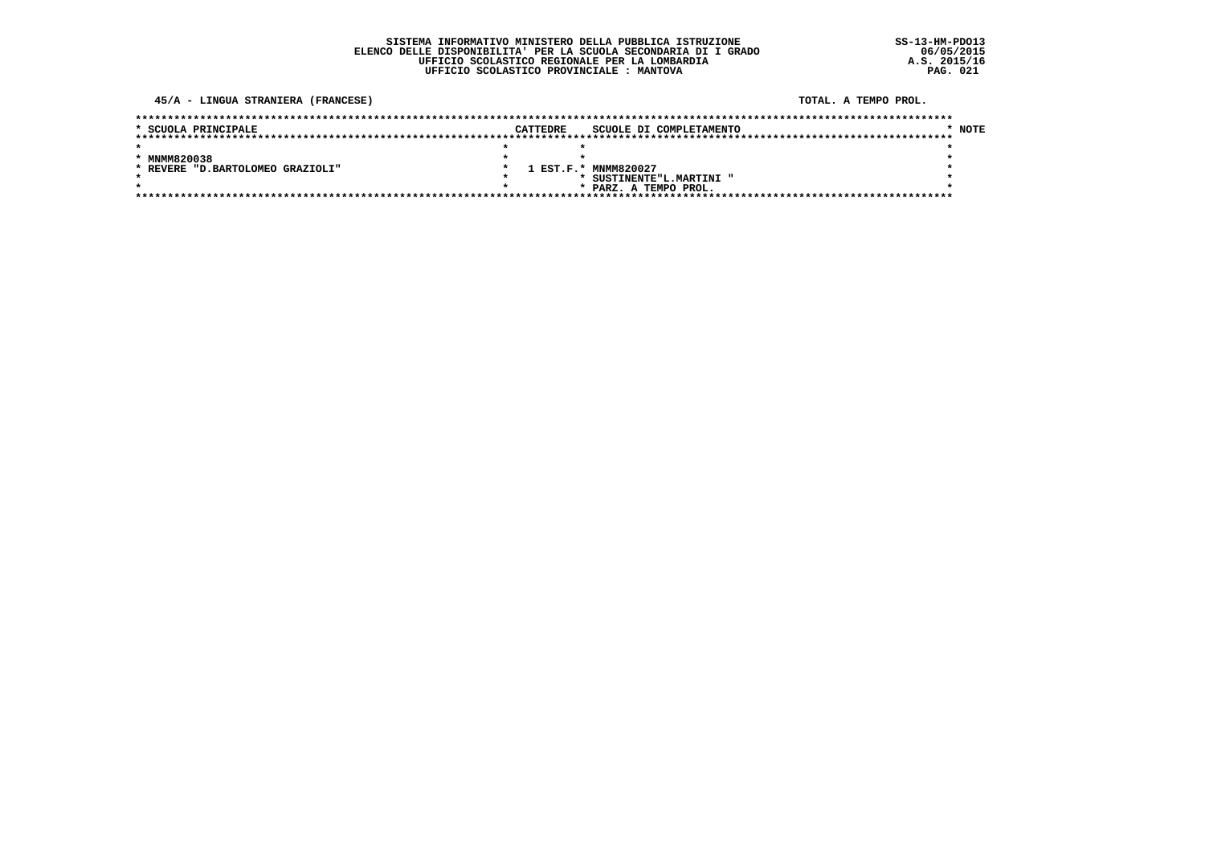SISTEMA INFORMATIVO MINISTERO DELLA PUBBLICA ISTRUZIONE
ELENCO DELLE DISPONIBILITA' PER LA SCUOLA SECONDARIA DI I GRADO
UFFICIO SCOLASTICO REGIONALE PER LA LOMBARDIA
UFFICIO SCOLASTICO PROVINCIALE : MANTOVA

SS-13-HM-PDO13
06/05/2015
A.S. 2015/16

45/A - LINGUA STRANIERA (FRANCESE) TOTAL. A TEMPO PROL.

| SCUOLA PRINCIPALE | CATTEDRE | SCUOLE DI COMPLETAMENTO | NOTE |
|---|---|---|---|
| MNMM820038<br>REVERE "D.BARTOLOMEO GRAZIOLI" | 1 EST.F. | MNMM820027<br>SUSTINENTE"L.MARTINI "<br>PARZ. A TEMPO PROL. | |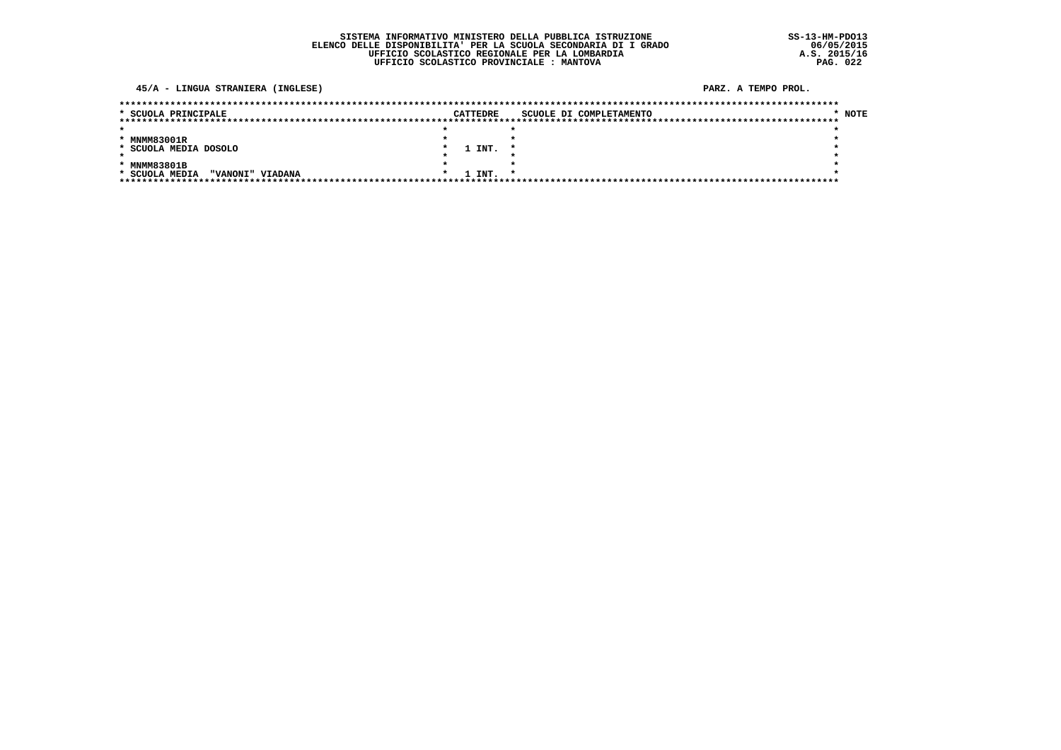SISTEMA INFORMATIVO MINISTERO DELLA PUBBLICA ISTRUZIONE
ELENCO DELLE DISPONIBILITA' PER LA SCUOLA SECONDARIA DI I GRADO
UFFICIO SCOLASTICO REGIONALE PER LA LOMBARDIA
UFFICIO SCOLASTICO PROVINCIALE : MANTOVA

SS-13-HM-PDO13
06/05/2015
A.S. 2015/16

45/A - LINGUA STRANIERA (INGLESE)

PARZ. A TEMPO PROL.

| SCUOLA PRINCIPALE | CATTEDRE | SCUOLE DI COMPLETAMENTO | NOTE |
|---|---|---|---|
| MNMM83001R<br>SCUOLA MEDIA DOSOLO | 1 INT. | | |
| MNMM83801B<br>SCUOLA MEDIA "VANONI" VIADANA | 1 INT. | | |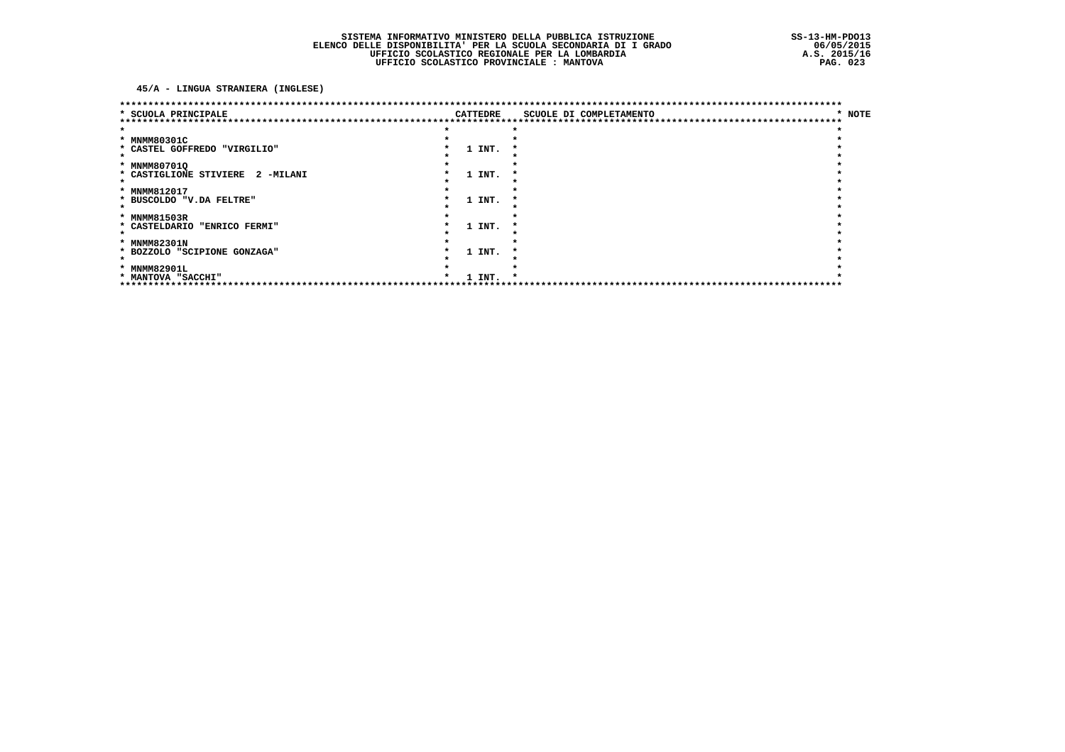SISTEMA INFORMATIVO MINISTERO DELLA PUBBLICA ISTRUZIONE
ELENCO DELLE DISPONIBILITA' PER LA SCUOLA SECONDARIA DI I GRADO
UFFICIO SCOLASTICO REGIONALE PER LA LOMBARDIA
UFFICIO SCOLASTICO PROVINCIALE : MANTOVA

SS-13-HM-PDO13
06/05/2015
A.S. 2015/16

**45/A - LINGUA STRANIERA (INGLESE)**

| SCUOLA PRINCIPALE | CATTEDRE | SCUOLE DI COMPLETAMENTO | NOTE |
|---|---|---|---|
| MNMM80301C<br>CASTEL GOFFREDO "VIRGILIO" | 1 INT. | | |
| MNMM80701Q<br>CASTIGLIONE STIVIERE 2 -MILANI | 1 INT. | | |
| MNMM812017<br>BUSCOLDO "V.DA FELTRE" | 1 INT. | | |
| MNMM81503R<br>CASTELDARIO "ENRICO FERMI" | 1 INT. | | |
| MNMM82301N<br>BOZZOLO "SCIPIONE GONZAGA" | 1 INT. | | |
| MNMM82901L<br>MANTOVA "SACCHI" | 1 INT. | | |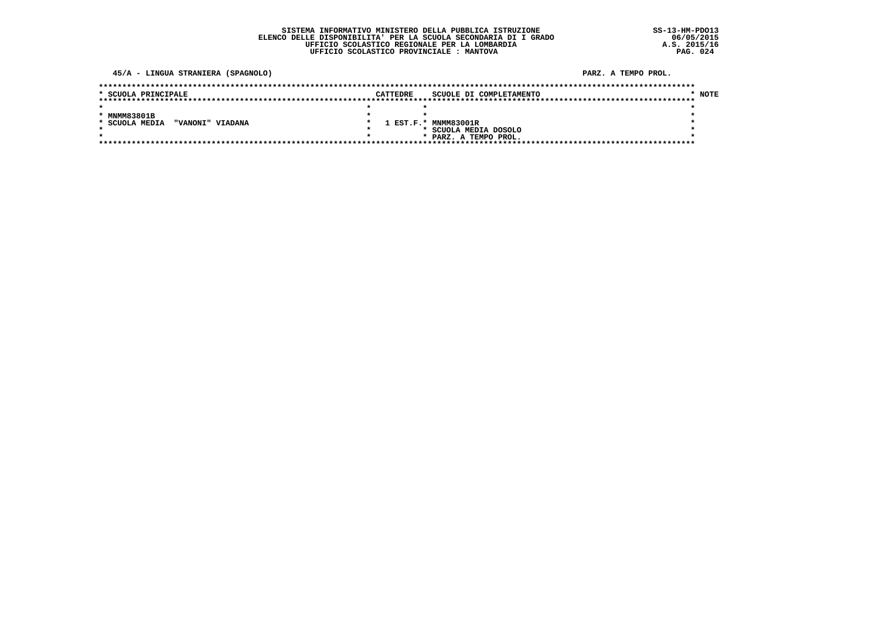# SISTEMA INFORMATIVO MINISTERO DELLA PUBBLICA ISTRUZIONE
## ELENCO DELLE DISPONIBILITA' PER LA SCUOLA SECONDARIA DI I GRADO
### UFFICIO SCOLASTICO REGIONALE PER LA LOMBARDIA
### UFFICIO SCOLASTICO PROVINCIALE : MANTOVA

SS-13-HM-PDO13
06/05/2015
A.S. 2015/16

**45/A - LINGUA STRANIERA (SPAGNOLO)** — **PARZ. A TEMPO PROL.**

| SCUOLA PRINCIPALE | CATTEDRE | SCUOLE DI COMPLETAMENTO | NOTE |
|---|---|---|---|
| MNMM83801B<br>SCUOLA MEDIA "VANONI" VIADANA | 1 EST.F. | MNMM83001R<br>SCUOLA MEDIA DOSOLO<br>PARZ. A TEMPO PROL. | |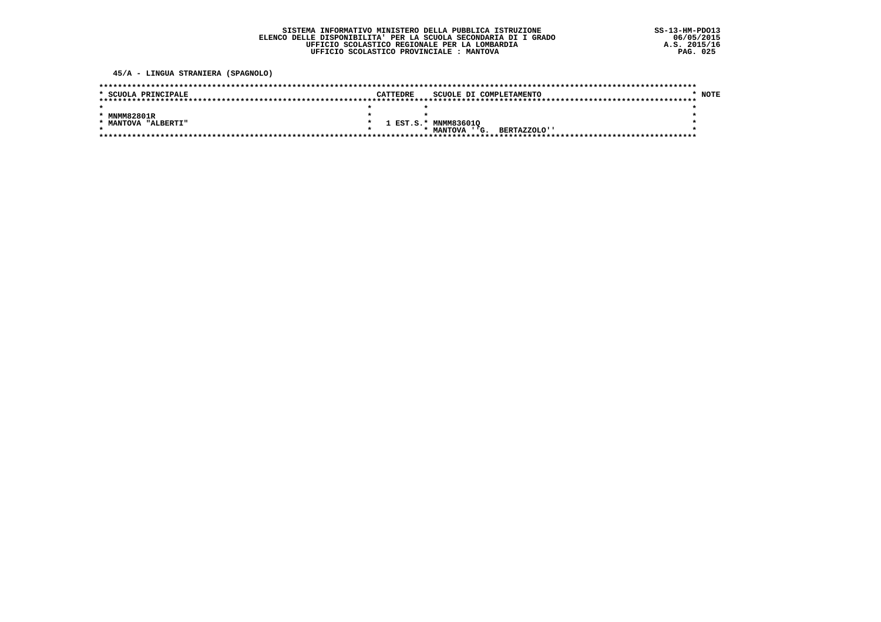SISTEMA INFORMATIVO MINISTERO DELLA PUBBLICA ISTRUZIONE
ELENCO DELLE DISPONIBILITA' PER LA SCUOLA SECONDARIA DI I GRADO
UFFICIO SCOLASTICO REGIONALE PER LA LOMBARDIA
UFFICIO SCOLASTICO PROVINCIALE : MANTOVA

SS-13-HM-PDO13
06/05/2015
A.S. 2015/16

## 45/A - LINGUA STRANIERA (SPAGNOLO)

| SCUOLA PRINCIPALE | CATTEDRE | SCUOLE DI COMPLETAMENTO | NOTE |
|---|---|---|---|
| MNMM82801R<br>MANTOVA "ALBERTI" | 1 EST.S. | MNMM83601Q<br>MANTOVA ''G. BERTAZZOLO'' | |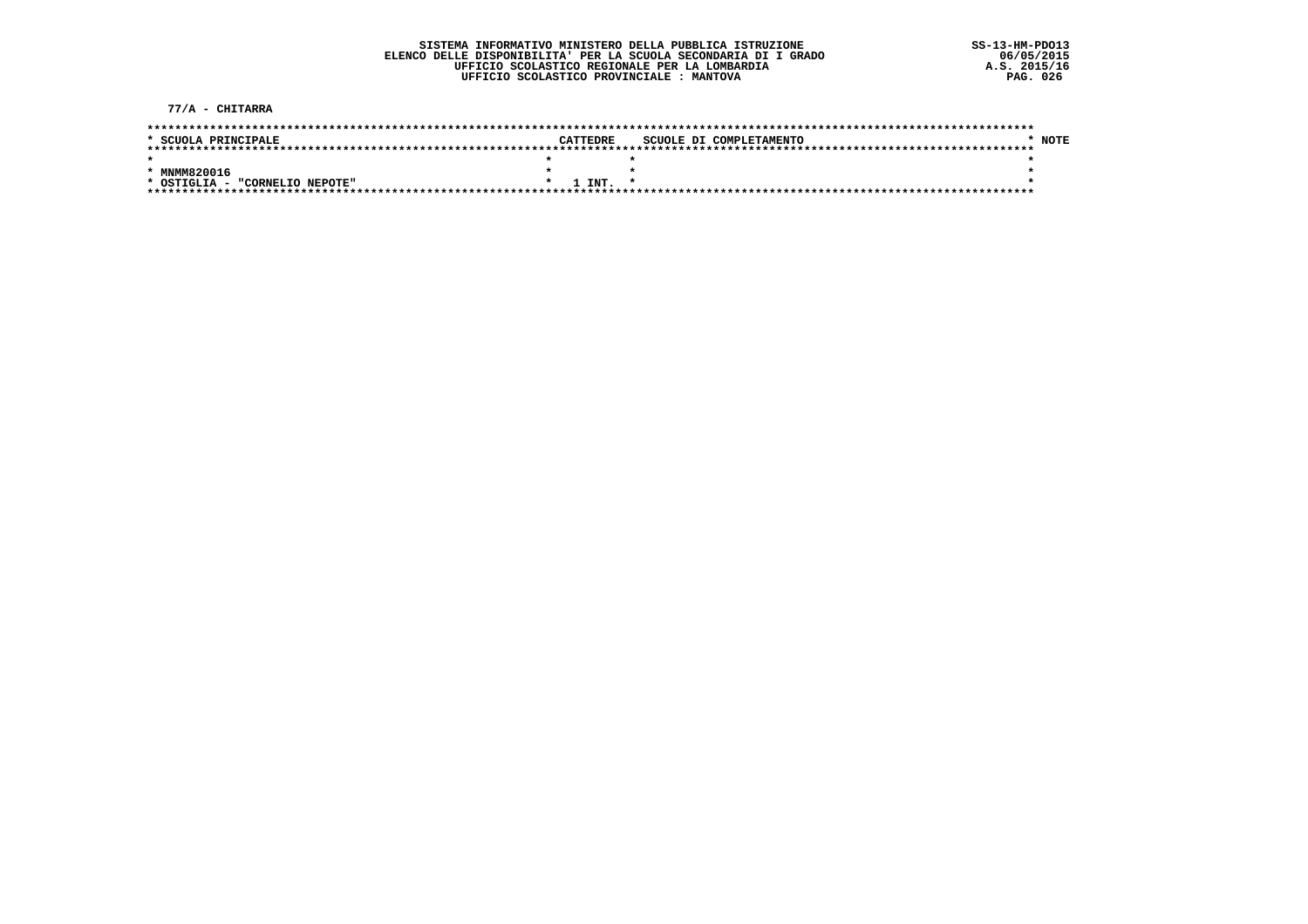**SISTEMA INFORMATIVO MINISTERO DELLA PUBBLICA ISTRUZIONE**
**ELENCO DELLE DISPONIBILITA' PER LA SCUOLA SECONDARIA DI I GRADO**
**UFFICIO SCOLASTICO REGIONALE PER LA LOMBARDIA**
**UFFICIO SCOLASTICO PROVINCIALE : MANTOVA**

SS-13-HM-PDO13
06/05/2015
A.S. 2015/16

## 77/A - CHITARRA

| SCUOLA PRINCIPALE | CATTEDRE | SCUOLE DI COMPLETAMENTO | NOTE |
|---|---|---|---|
| MNMM820016<br>OSTIGLIA - "CORNELIO NEPOTE" | 1 INT. | | |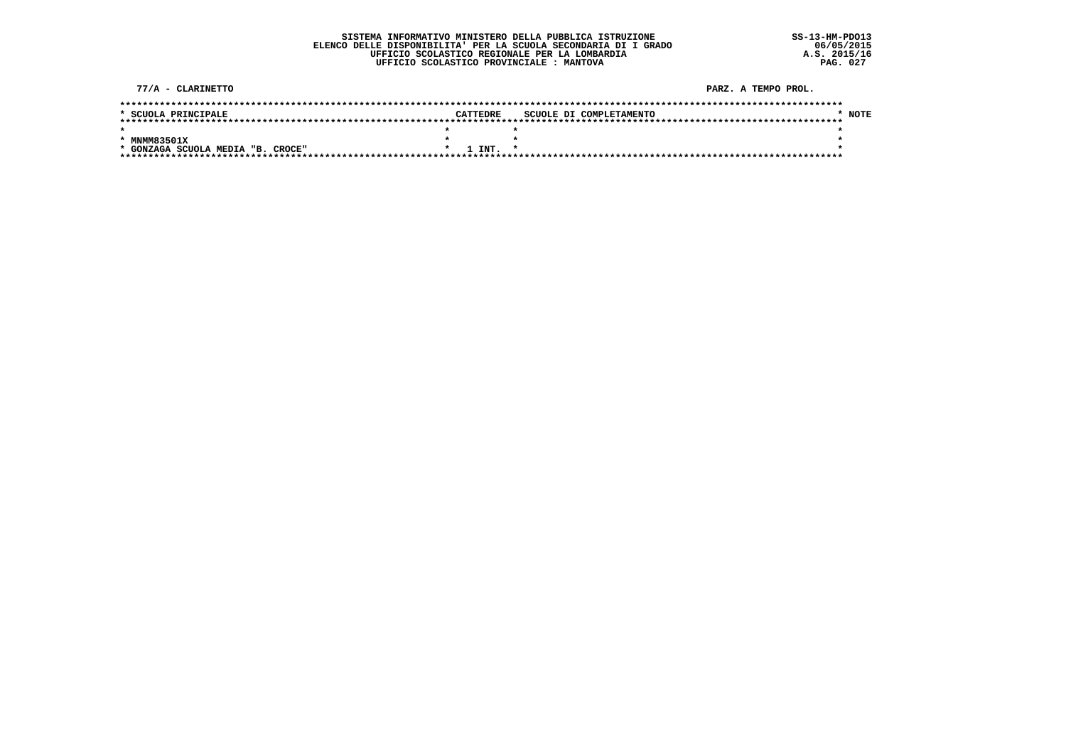SISTEMA INFORMATIVO MINISTERO DELLA PUBBLICA ISTRUZIONE
ELENCO DELLE DISPONIBILITA' PER LA SCUOLA SECONDARIA DI I GRADO
UFFICIO SCOLASTICO REGIONALE PER LA LOMBARDIA
UFFICIO SCOLASTICO PROVINCIALE : MANTOVA

SS-13-HM-PDO13
06/05/2015
A.S. 2015/16

77/A - CLARINETTO

PARZ. A TEMPO PROL.

| SCUOLA PRINCIPALE | CATTEDRE | SCUOLE DI COMPLETAMENTO | NOTE |
|---|---|---|---|
| MNMM83501X GONZAGA SCUOLA MEDIA "B. CROCE" | 1 INT. | | |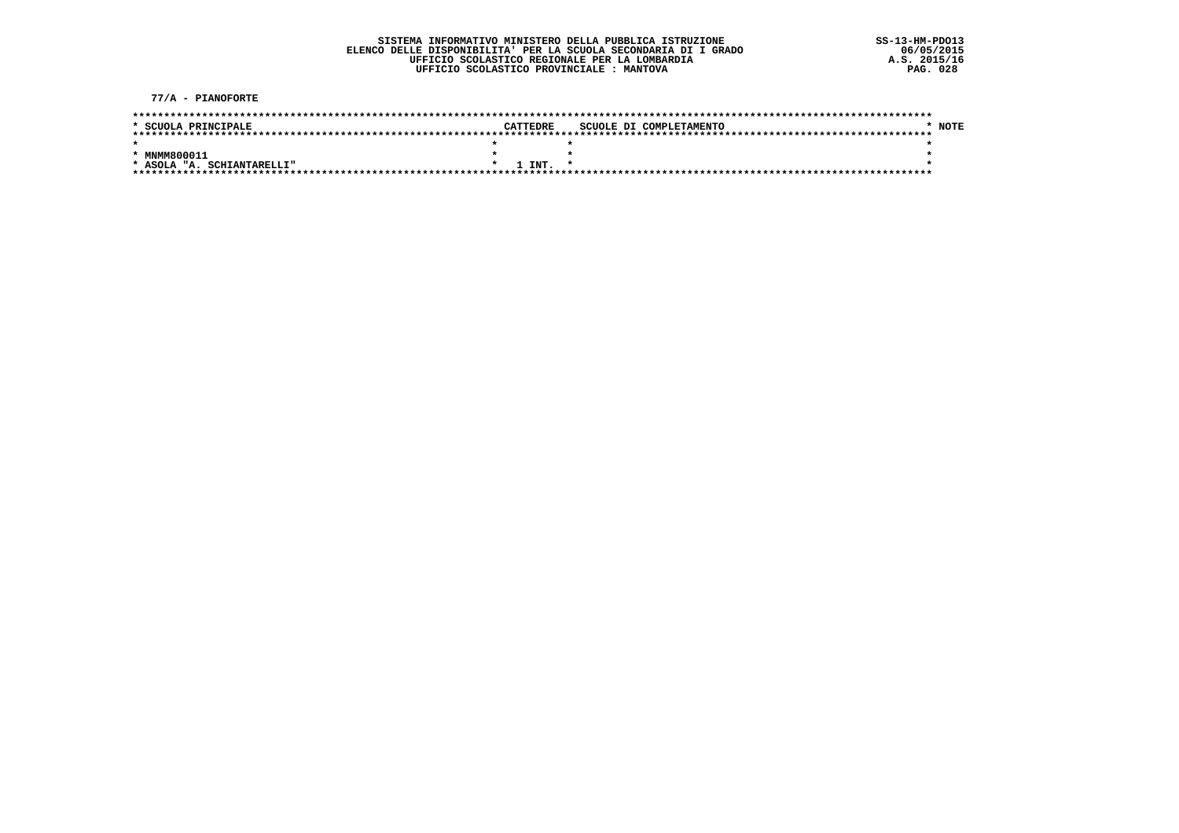SISTEMA INFORMATIVO MINISTERO DELLA PUBBLICA ISTRUZIONE
ELENCO DELLE DISPONIBILITA' PER LA SCUOLA SECONDARIA DI I GRADO
UFFICIO SCOLASTICO REGIONALE PER LA LOMBARDIA
UFFICIO SCOLASTICO PROVINCIALE : MANTOVA

SS-13-HM-PDO13
06/05/2015
A.S. 2015/16

77/A - PIANOFORTE

| SCUOLA PRINCIPALE | CATTEDRE | SCUOLE DI COMPLETAMENTO | NOTE |
|---|---|---|---|
| MNMM800011<br>ASOLA "A. SCHIANTARELLI" | 1 INT. | | |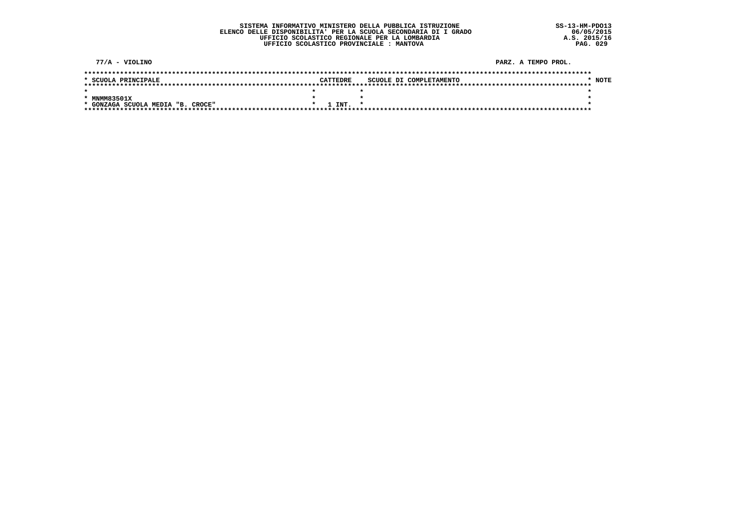SISTEMA INFORMATIVO MINISTERO DELLA PUBBLICA ISTRUZIONE
ELENCO DELLE DISPONIBILITA' PER LA SCUOLA SECONDARIA DI I GRADO
UFFICIO SCOLASTICO REGIONALE PER LA LOMBARDIA
UFFICIO SCOLASTICO PROVINCIALE : MANTOVA

SS-13-HM-PDO13
06/05/2015
A.S. 2015/16

77/A - VIOLINO

PARZ. A TEMPO PROL.

| SCUOLA PRINCIPALE | CATTEDRE | SCUOLE DI COMPLETAMENTO | NOTE |
|---|---|---|---|
| MNMM83501X<br>GONZAGA SCUOLA MEDIA "B. CROCE" | 1 INT. | | |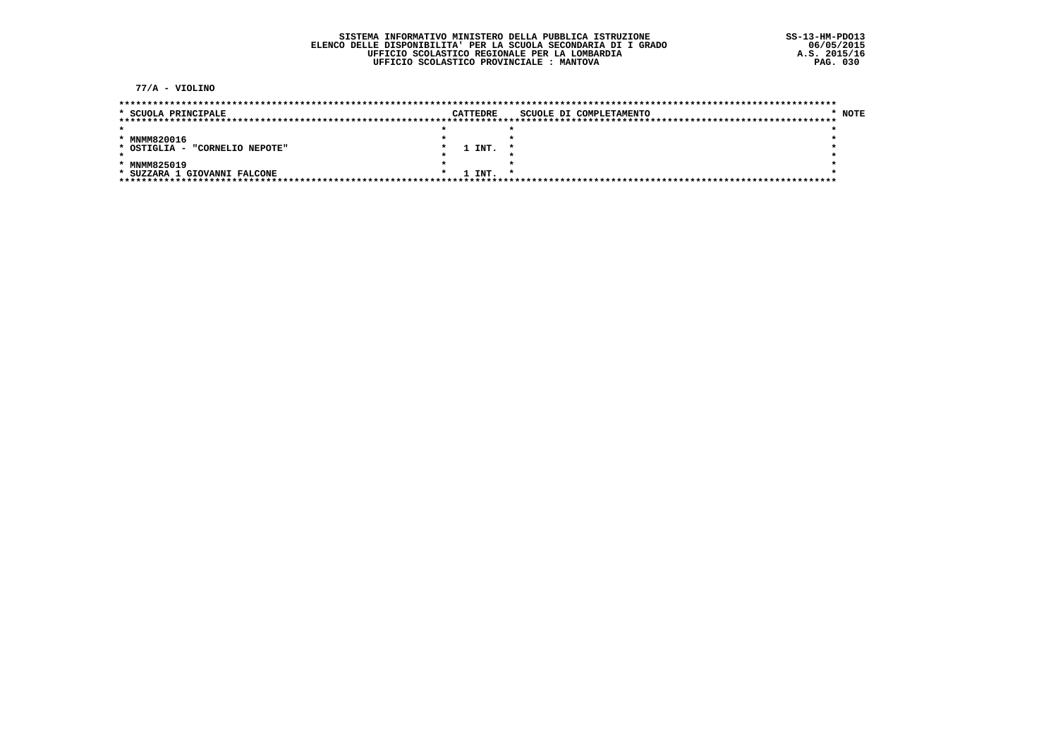SISTEMA INFORMATIVO MINISTERO DELLA PUBBLICA ISTRUZIONE
ELENCO DELLE DISPONIBILITA' PER LA SCUOLA SECONDARIA DI I GRADO
UFFICIO SCOLASTICO REGIONALE PER LA LOMBARDIA
UFFICIO SCOLASTICO PROVINCIALE : MANTOVA

SS-13-HM-PDO13
06/05/2015
A.S. 2015/16

## 77/A - VIOLINO

| SCUOLA PRINCIPALE | CATTEDRE | SCUOLE DI COMPLETAMENTO | NOTE |
|---|---|---|---|
| MNMM820016<br>OSTIGLIA - "CORNELIO NEPOTE" | 1 INT. | | |
| MNMM825019<br>SUZZARA 1 GIOVANNI FALCONE | 1 INT. | | |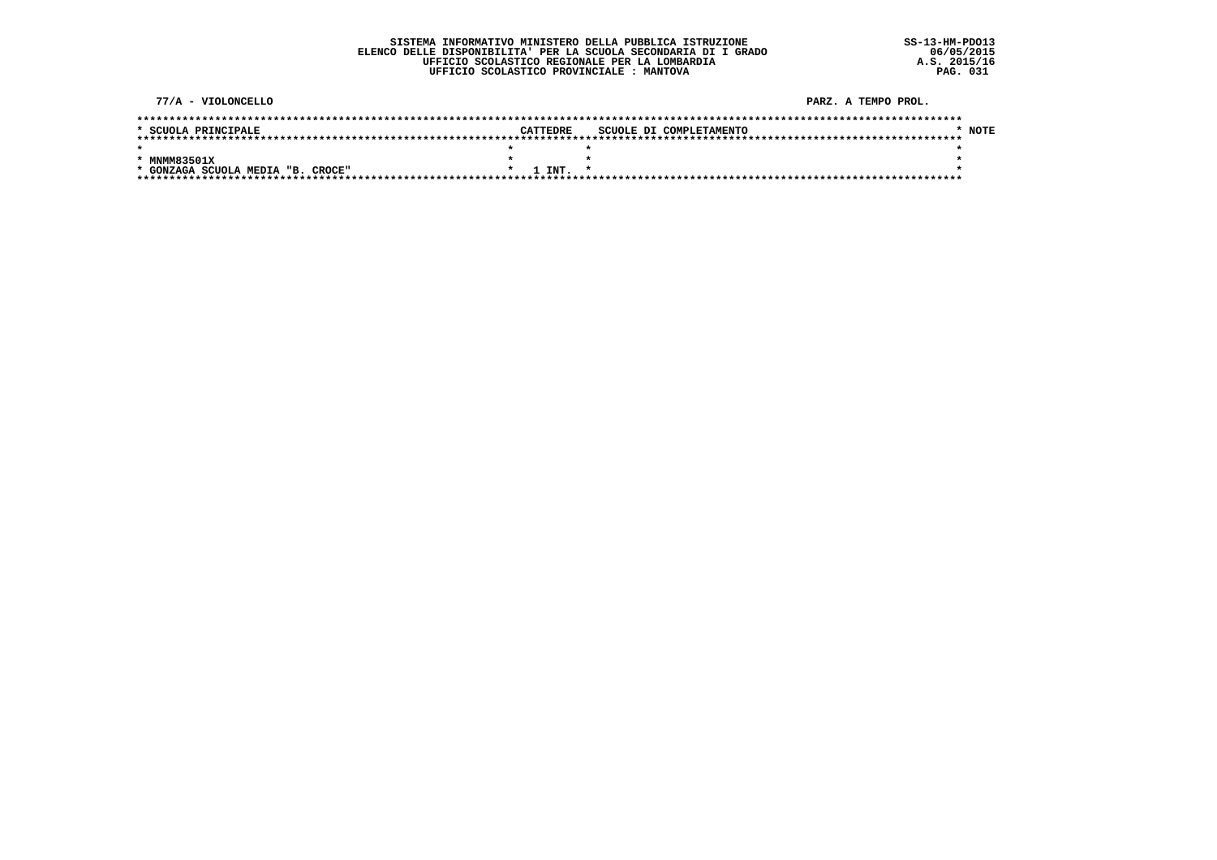SISTEMA INFORMATIVO MINISTERO DELLA PUBBLICA ISTRUZIONE
ELENCO DELLE DISPONIBILITA' PER LA SCUOLA SECONDARIA DI I GRADO
UFFICIO SCOLASTICO REGIONALE PER LA LOMBARDIA
UFFICIO SCOLASTICO PROVINCIALE : MANTOVA

SS-13-HM-PDO13
06/05/2015
A.S. 2015/16

77/A - VIOLONCELLO

PARZ. A TEMPO PROL.

| SCUOLA PRINCIPALE | CATTEDRE | SCUOLE DI COMPLETAMENTO | NOTE |
|---|---|---|---|
| MNMM83501X<br>GONZAGA SCUOLA MEDIA "B. CROCE" | 1 INT. | | |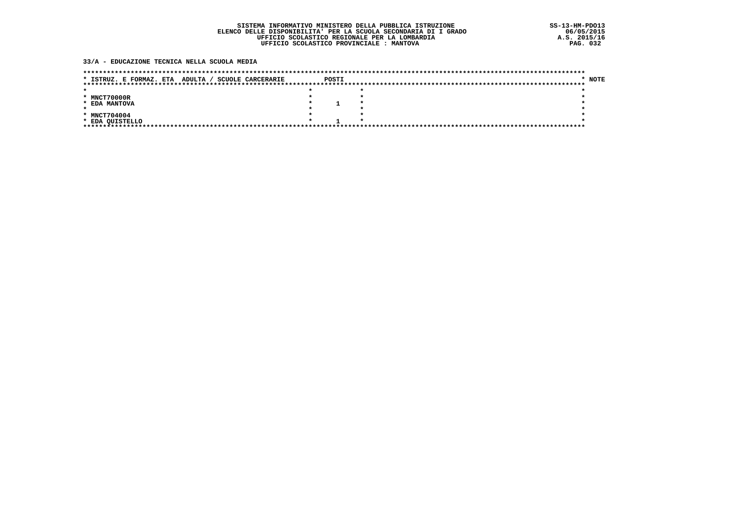SISTEMA INFORMATIVO MINISTERO DELLA PUBBLICA ISTRUZIONE
ELENCO DELLE DISPONIBILITA' PER LA SCUOLA SECONDARIA DI I GRADO
UFFICIO SCOLASTICO REGIONALE PER LA LOMBARDIA
UFFICIO SCOLASTICO PROVINCIALE : MANTOVA

SS-13-HM-PDO13
06/05/2015
A.S. 2015/16

**33/A - EDUCAZIONE TECNICA NELLA SCUOLA MEDIA**

| ISTRUZ. E FORMAZ. ETA ADULTA / SCUOLE CARCERARIE | POSTI | NOTE |
|---|---|---|
| MNCT70000R<br>EDA MANTOVA | 1 | |
| MNCT704004<br>EDA QUISTELLO | 1 | |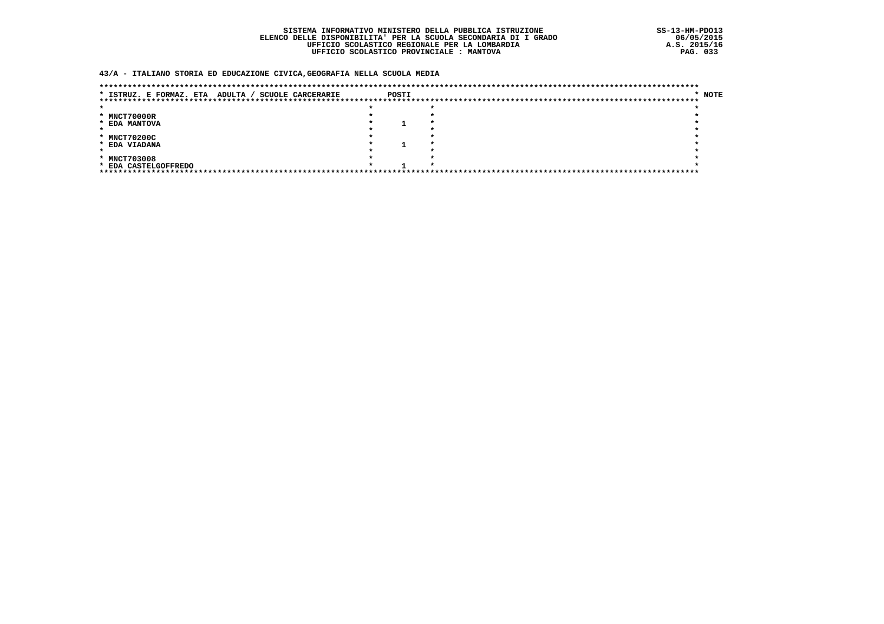SISTEMA INFORMATIVO MINISTERO DELLA PUBBLICA ISTRUZIONE
ELENCO DELLE DISPONIBILITA' PER LA SCUOLA SECONDARIA DI I GRADO
UFFICIO SCOLASTICO REGIONALE PER LA LOMBARDIA
UFFICIO SCOLASTICO PROVINCIALE : MANTOVA

SS-13-HM-PDO13
06/05/2015
A.S. 2015/16

## 43/A - ITALIANO STORIA ED EDUCAZIONE CIVICA,GEOGRAFIA NELLA SCUOLA MEDIA

| ISTRUZ. E FORMAZ. ETA ADULTA / SCUOLE CARCERARIE | POSTI | NOTE |
|---|---|---|
| MNCT70000R<br>EDA MANTOVA | 1 | |
| MNCT70200C<br>EDA VIADANA | 1 | |
| MNCT703008<br>EDA CASTELGOFFREDO | 1 | |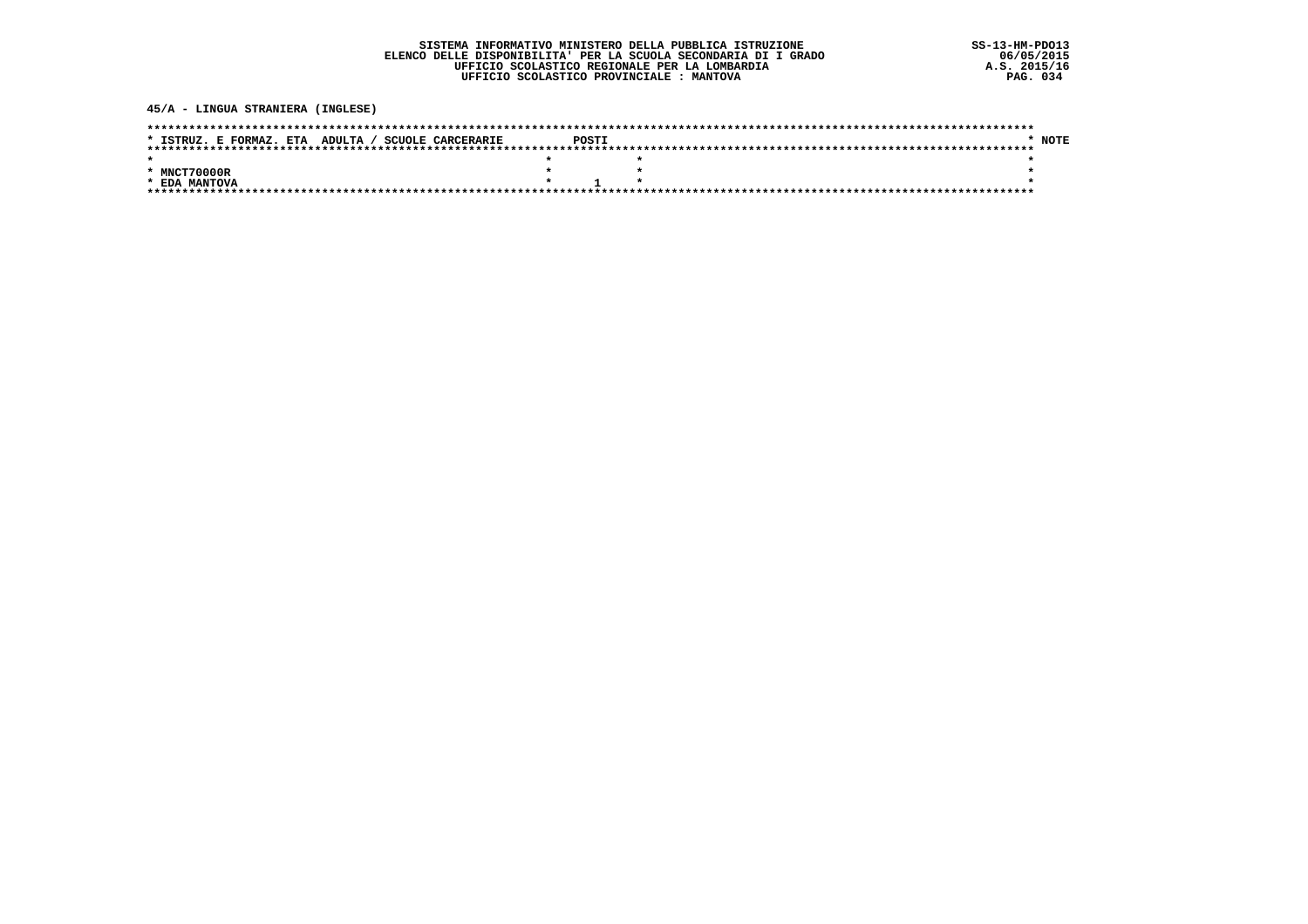SISTEMA INFORMATIVO MINISTERO DELLA PUBBLICA ISTRUZIONE
ELENCO DELLE DISPONIBILITA' PER LA SCUOLA SECONDARIA DI I GRADO
UFFICIO SCOLASTICO REGIONALE PER LA LOMBARDIA
UFFICIO SCOLASTICO PROVINCIALE : MANTOVA

SS-13-HM-PDO13
06/05/2015
A.S. 2015/16

## 45/A - LINGUA STRANIERA (INGLESE)

| ISTRUZ. E FORMAZ. ETA ADULTA / SCUOLE CARCERARIE | POSTI | NOTE |
|---|---|---|
| MNCT70000R<br>EDA MANTOVA | 1 | |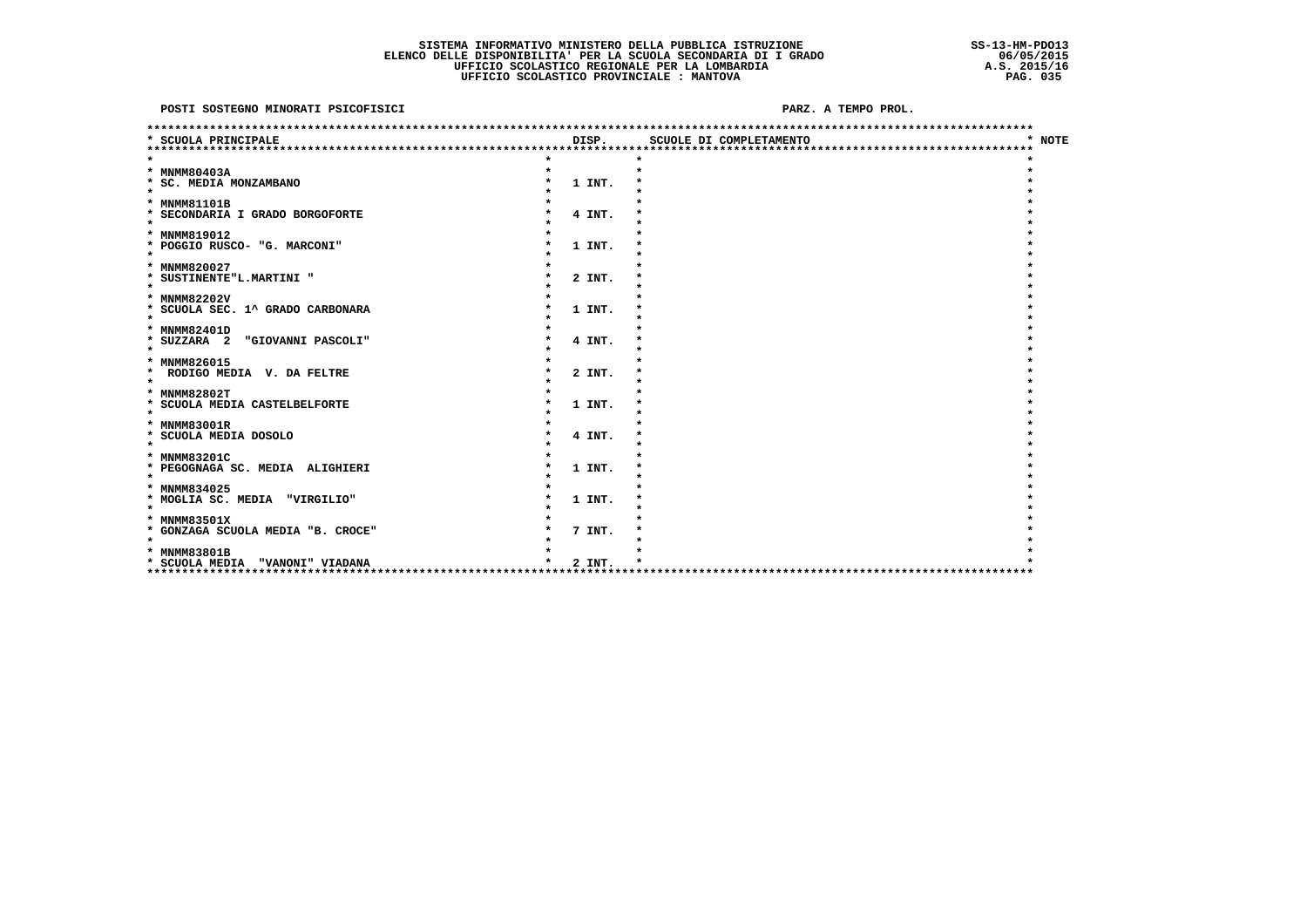# SISTEMA INFORMATIVO MINISTERO DELLA PUBBLICA ISTRUZIONE
## ELENCO DELLE DISPONIBILITA' PER LA SCUOLA SECONDARIA DI I GRADO
### UFFICIO SCOLASTICO REGIONALE PER LA LOMBARDIA
### UFFICIO SCOLASTICO PROVINCIALE : MANTOVA

SS-13-HM-PDO13
06/05/2015
A.S. 2015/16

**POSTI SOSTEGNO MINORATI PSICOFISICI** — **PARZ. A TEMPO PROL.**

| SCUOLA PRINCIPALE | DISP. | SCUOLE DI COMPLETAMENTO | NOTE |
|---|---|---|---|
| MNMM80403A<br>SC. MEDIA MONZAMBANO | 1 INT. | | |
| MNMM81101B<br>SECONDARIA I GRADO BORGOFORTE | 4 INT. | | |
| MNMM819012<br>POGGIO RUSCO- "G. MARCONI" | 1 INT. | | |
| MNMM820027<br>SUSTINENTE"L.MARTINI " | 2 INT. | | |
| MNMM82202V<br>SCUOLA SEC. 1^ GRADO CARBONARA | 1 INT. | | |
| MNMM82401D<br>SUZZARA 2 "GIOVANNI PASCOLI" | 4 INT. | | |
| MNMM826015<br>RODIGO MEDIA V. DA FELTRE | 2 INT. | | |
| MNMM82802T<br>SCUOLA MEDIA CASTELBELFORTE | 1 INT. | | |
| MNMM83001R<br>SCUOLA MEDIA DOSOLO | 4 INT. | | |
| MNMM83201C<br>PEGOGNAGA SC. MEDIA ALIGHIERI | 1 INT. | | |
| MNMM834025<br>MOGLIA SC. MEDIA "VIRGILIO" | 1 INT. | | |
| MNMM83501X<br>GONZAGA SCUOLA MEDIA "B. CROCE" | 7 INT. | | |
| MNMM83801B<br>SCUOLA MEDIA "VANONI" VIADANA | 2 INT. | | |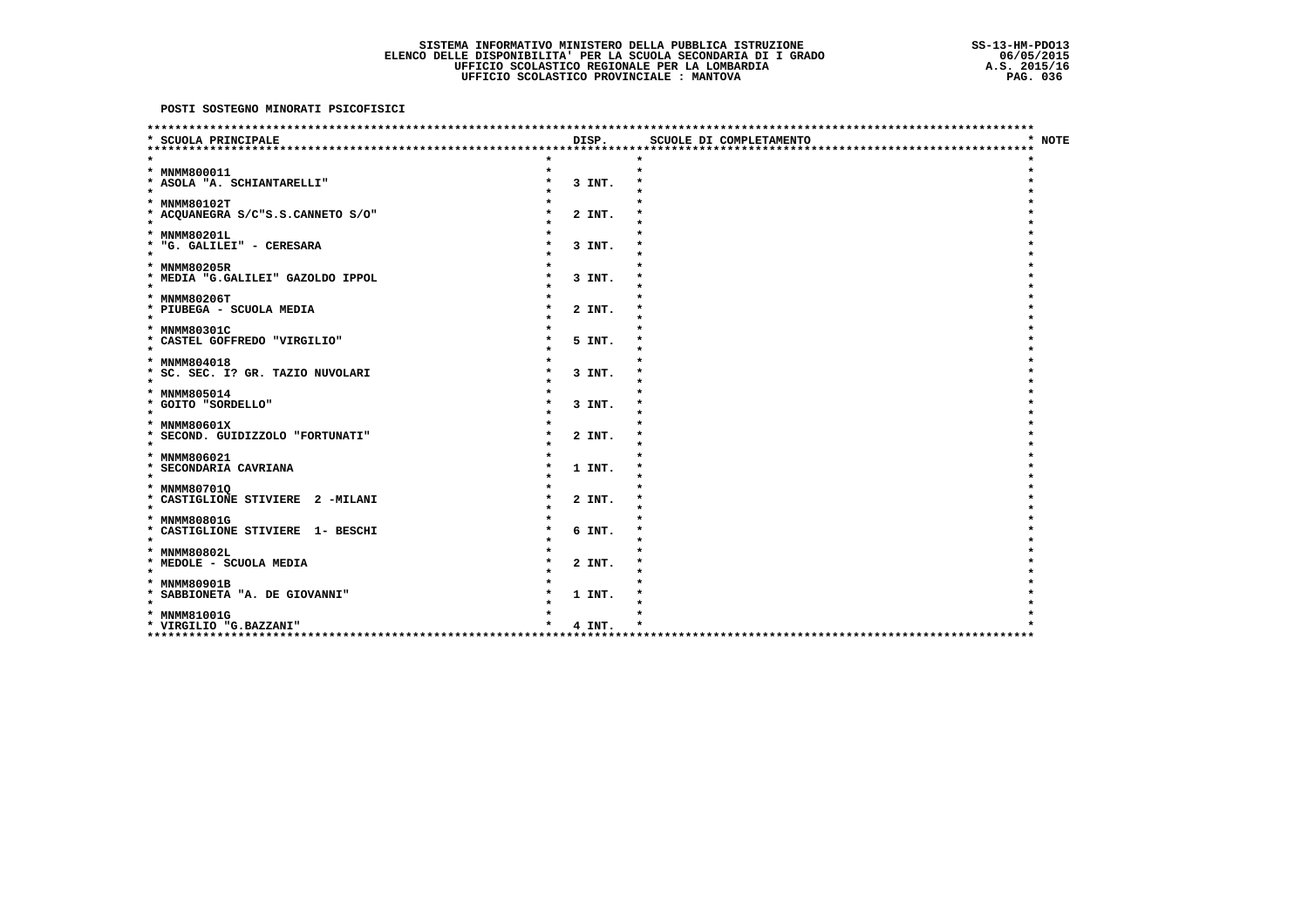# SISTEMA INFORMATIVO MINISTERO DELLA PUBBLICA ISTRUZIONE
## ELENCO DELLE DISPONIBILITA' PER LA SCUOLA SECONDARIA DI I GRADO
## UFFICIO SCOLASTICO REGIONALE PER LA LOMBARDIA
## UFFICIO SCOLASTICO PROVINCIALE : MANTOVA

SS-13-HM-PDO13
06/05/2015
A.S. 2015/16

**POSTI SOSTEGNO MINORATI PSICOFISICI**

| SCUOLA PRINCIPALE | DISP. | SCUOLE DI COMPLETAMENTO | NOTE |
|---|---|---|---|
| MNMM800011<br>ASOLA "A. SCHIANTARELLI" | 3 INT. | | |
| MNMM80102T<br>ACQUANEGRA S/C"S.S.CANNETO S/O" | 2 INT. | | |
| MNMM80201L<br>"G. GALILEI" - CERESARA | 3 INT. | | |
| MNMM80205R<br>MEDIA "G.GALILEI" GAZOLDO IPPOL | 3 INT. | | |
| MNMM80206T<br>PIUBEGA - SCUOLA MEDIA | 2 INT. | | |
| MNMM80301C<br>CASTEL GOFFREDO "VIRGILIO" | 5 INT. | | |
| MNMM804018<br>SC. SEC. I? GR. TAZIO NUVOLARI | 3 INT. | | |
| MNMM805014<br>GOITO "SORDELLO" | 3 INT. | | |
| MNMM80601X<br>SECOND. GUIDIZZOLO "FORTUNATI" | 2 INT. | | |
| MNMM806021<br>SECONDARIA CAVRIANA | 1 INT. | | |
| MNMM80701Q<br>CASTIGLIONE STIVIERE 2 -MILANI | 2 INT. | | |
| MNMM80801G<br>CASTIGLIONE STIVIERE 1- BESCHI | 6 INT. | | |
| MNMM80802L<br>MEDOLE - SCUOLA MEDIA | 2 INT. | | |
| MNMM80901B<br>SABBIONETA "A. DE GIOVANNI" | 1 INT. | | |
| MNMM81001G<br>VIRGILIO "G.BAZZANI" | 4 INT. | | |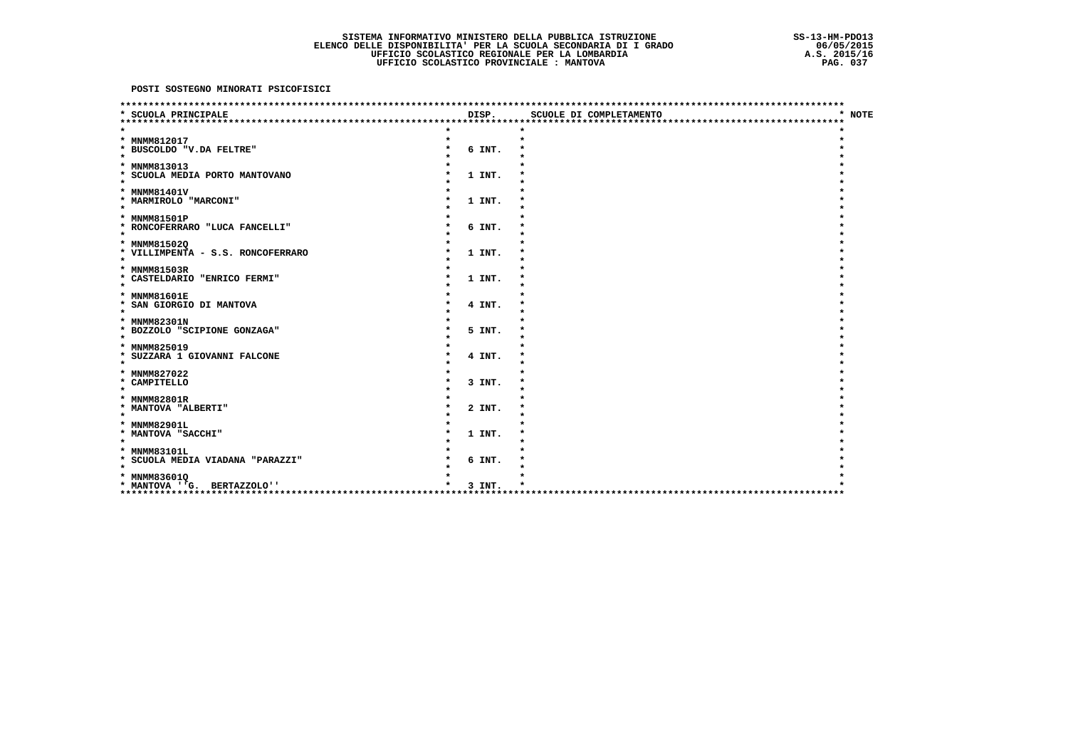**SISTEMA INFORMATIVO MINISTERO DELLA PUBBLICA ISTRUZIONE**
**ELENCO DELLE DISPONIBILITA' PER LA SCUOLA SECONDARIA DI I GRADO**
**UFFICIO SCOLASTICO REGIONALE PER LA LOMBARDIA**
**UFFICIO SCOLASTICO PROVINCIALE : MANTOVA**

SS-13-HM-PDO13
06/05/2015
A.S. 2015/16

**POSTI SOSTEGNO MINORATI PSICOFISICI**

| SCUOLA PRINCIPALE | DISP. | SCUOLE DI COMPLETAMENTO | NOTE |
|---|---|---|---|
| MNMM812017<br>BUSCOLDO "V.DA FELTRE" | 6 INT. | | |
| MNMM813013<br>SCUOLA MEDIA PORTO MANTOVANO | 1 INT. | | |
| MNMM81401V<br>MARMIROLO "MARCONI" | 1 INT. | | |
| MNMM81501P<br>RONCOFERRARO "LUCA FANCELLI" | 6 INT. | | |
| MNMM81502Q<br>VILLIMPENTA - S.S. RONCOFERRARO | 1 INT. | | |
| MNMM81503R<br>CASTELDARIO "ENRICO FERMI" | 1 INT. | | |
| MNMM81601E<br>SAN GIORGIO DI MANTOVA | 4 INT. | | |
| MNMM82301N<br>BOZZOLO "SCIPIONE GONZAGA" | 5 INT. | | |
| MNMM825019<br>SUZZARA 1 GIOVANNI FALCONE | 4 INT. | | |
| MNMM827022<br>CAMPITELLO | 3 INT. | | |
| MNMM82801R<br>MANTOVA "ALBERTI" | 2 INT. | | |
| MNMM82901L<br>MANTOVA "SACCHI" | 1 INT. | | |
| MNMM83101L<br>SCUOLA MEDIA VIADANA "PARAZZI" | 6 INT. | | |
| MNMM83601Q<br>MANTOVA ''G. BERTAZZOLO'' | 3 INT. | | |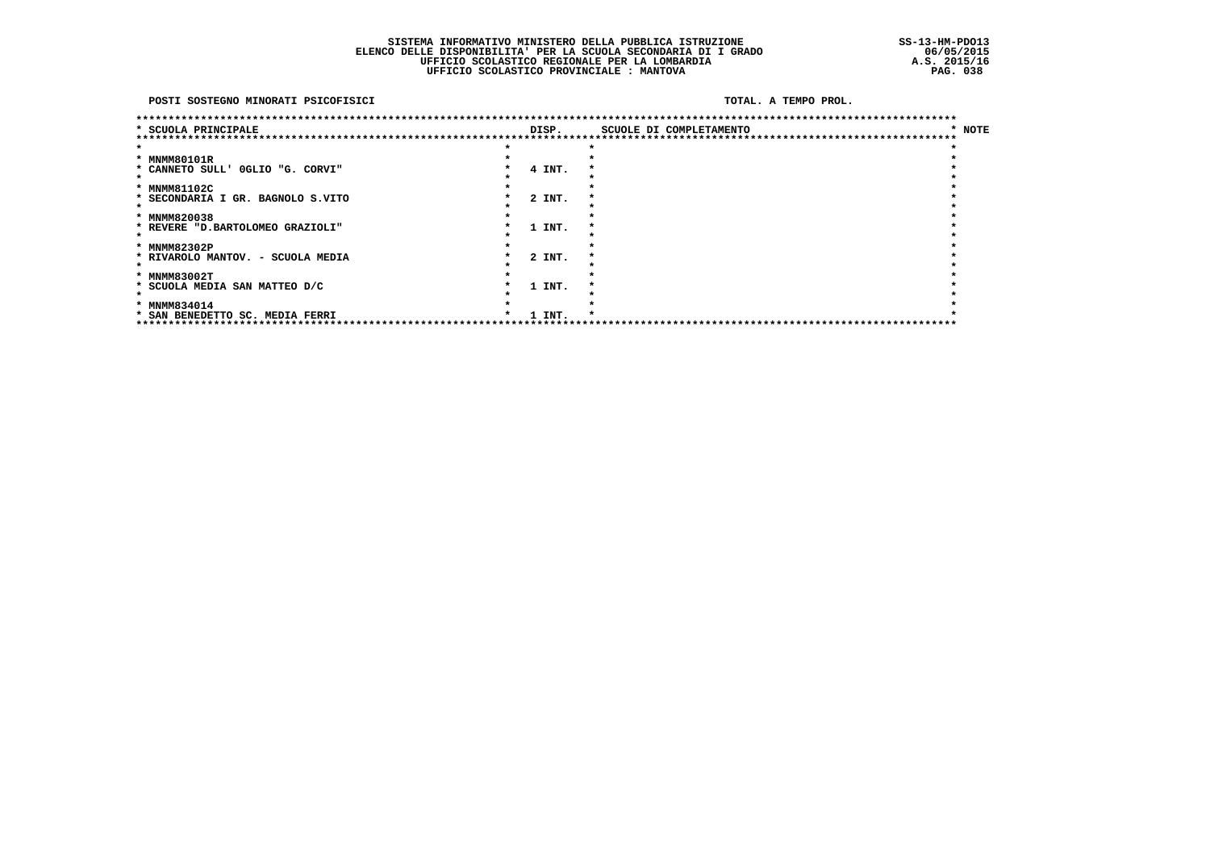**SISTEMA INFORMATIVO MINISTERO DELLA PUBBLICA ISTRUZIONE**
**ELENCO DELLE DISPONIBILITA' PER LA SCUOLA SECONDARIA DI I GRADO**
**UFFICIO SCOLASTICO REGIONALE PER LA LOMBARDIA**
**UFFICIO SCOLASTICO PROVINCIALE : MANTOVA**

SS-13-HM-PDO13
06/05/2015
A.S. 2015/16

**POSTI SOSTEGNO MINORATI PSICOFISICI** **TOTAL. A TEMPO PROL.**

| SCUOLA PRINCIPALE | DISP. | SCUOLE DI COMPLETAMENTO | NOTE |
|---|---|---|---|
| MNMM80101R CANNETO SULL' OGLIO "G. CORVI" | 4 INT. | | |
| MNMM81102C SECONDARIA I GR. BAGNOLO S.VITO | 2 INT. | | |
| MNMM820038 REVERE "D.BARTOLOMEO GRAZIOLI" | 1 INT. | | |
| MNMM82302P RIVAROLO MANTOV. - SCUOLA MEDIA | 2 INT. | | |
| MNMM83002T SCUOLA MEDIA SAN MATTEO D/C | 1 INT. | | |
| MNMM834014 SAN BENEDETTO SC. MEDIA FERRI | 1 INT. | | |